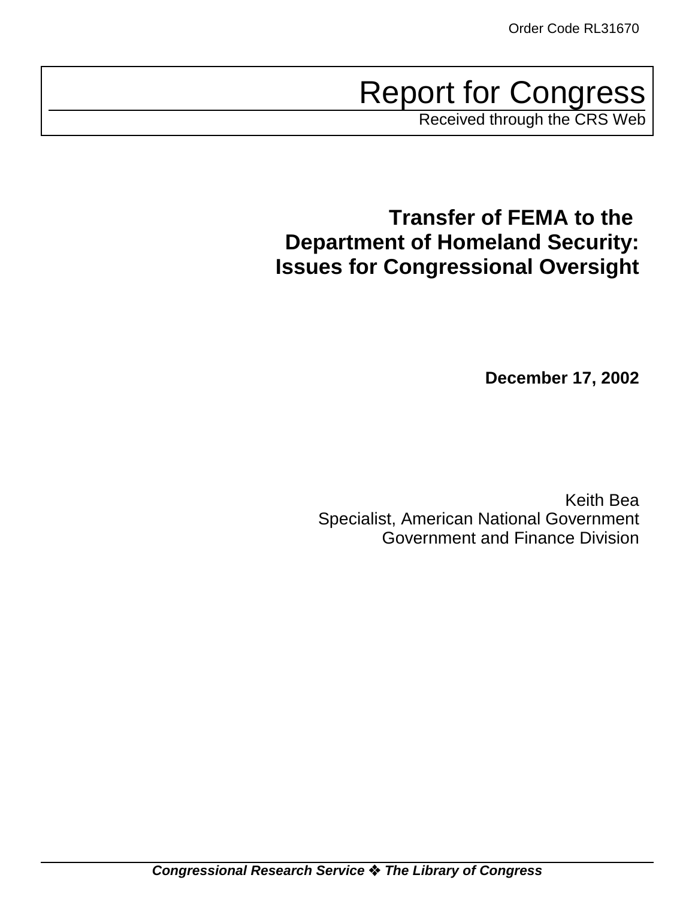Order Code RL31670

# Report for Congress

Received through the CRS Web

## Transfer of FEMA to the Department of Homeland Security: Issues for Congressional Oversight

**December 17, 2002**

Keith Bea
Specialist, American National Government
Government and Finance Division

***Congressional Research Service ❖ The Library of Congress***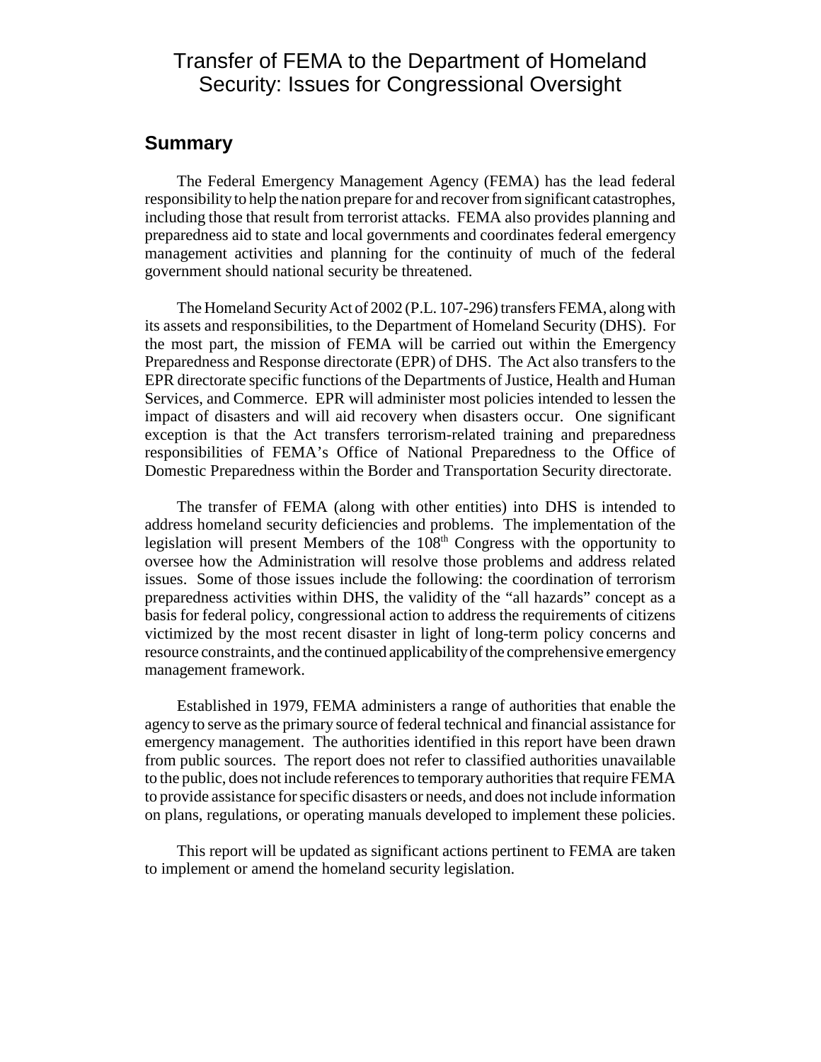# Transfer of FEMA to the Department of Homeland Security: Issues for Congressional Oversight

## Summary

The Federal Emergency Management Agency (FEMA) has the lead federal responsibility to help the nation prepare for and recover from significant catastrophes, including those that result from terrorist attacks. FEMA also provides planning and preparedness aid to state and local governments and coordinates federal emergency management activities and planning for the continuity of much of the federal government should national security be threatened.

The Homeland Security Act of 2002 (P.L. 107-296) transfers FEMA, along with its assets and responsibilities, to the Department of Homeland Security (DHS). For the most part, the mission of FEMA will be carried out within the Emergency Preparedness and Response directorate (EPR) of DHS. The Act also transfers to the EPR directorate specific functions of the Departments of Justice, Health and Human Services, and Commerce. EPR will administer most policies intended to lessen the impact of disasters and will aid recovery when disasters occur. One significant exception is that the Act transfers terrorism-related training and preparedness responsibilities of FEMA's Office of National Preparedness to the Office of Domestic Preparedness within the Border and Transportation Security directorate.

The transfer of FEMA (along with other entities) into DHS is intended to address homeland security deficiencies and problems. The implementation of the legislation will present Members of the 108th Congress with the opportunity to oversee how the Administration will resolve those problems and address related issues. Some of those issues include the following: the coordination of terrorism preparedness activities within DHS, the validity of the "all hazards" concept as a basis for federal policy, congressional action to address the requirements of citizens victimized by the most recent disaster in light of long-term policy concerns and resource constraints, and the continued applicability of the comprehensive emergency management framework.

Established in 1979, FEMA administers a range of authorities that enable the agency to serve as the primary source of federal technical and financial assistance for emergency management. The authorities identified in this report have been drawn from public sources. The report does not refer to classified authorities unavailable to the public, does not include references to temporary authorities that require FEMA to provide assistance for specific disasters or needs, and does not include information on plans, regulations, or operating manuals developed to implement these policies.

This report will be updated as significant actions pertinent to FEMA are taken to implement or amend the homeland security legislation.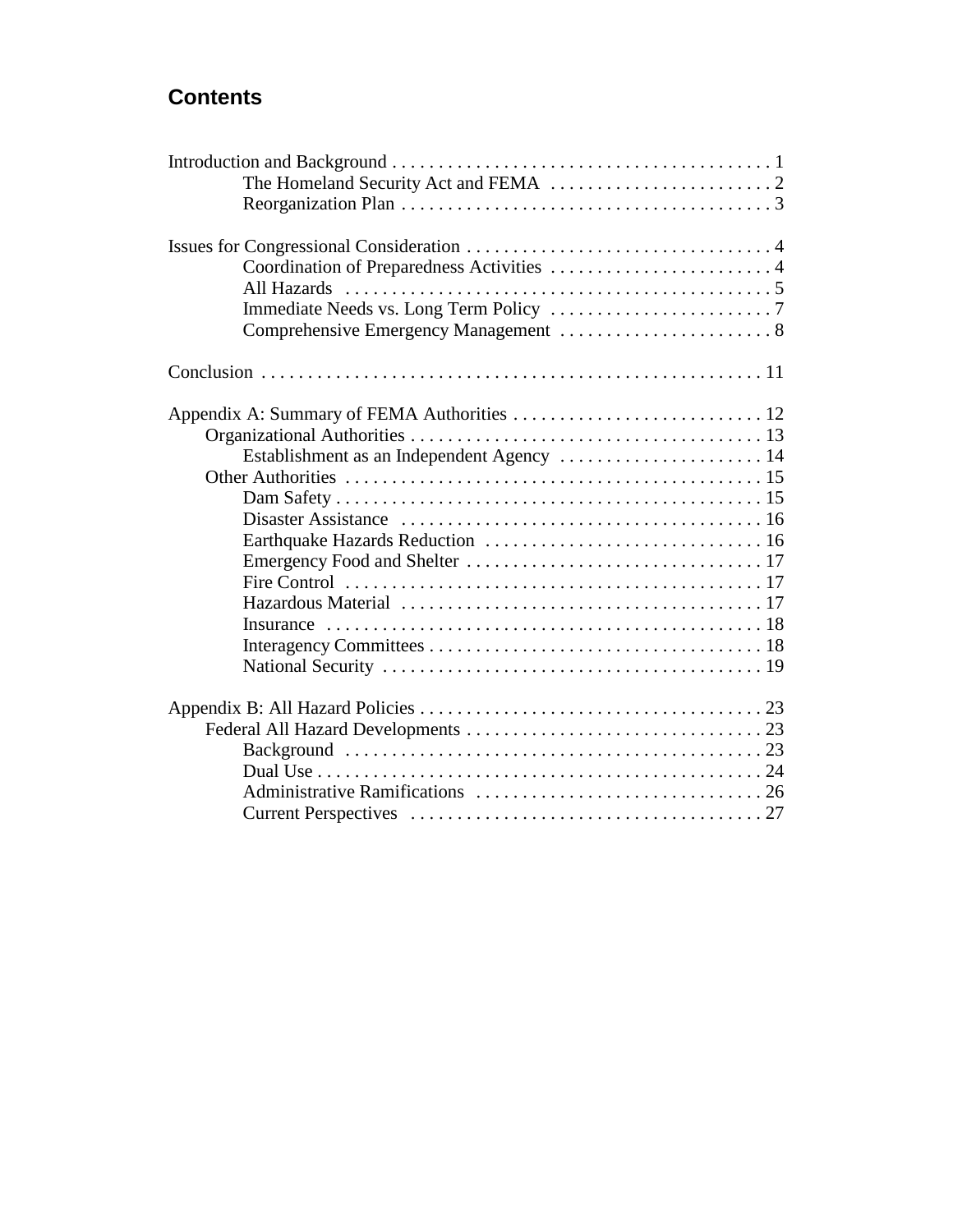# Contents

Introduction and Background . . . . . . . . . . . . . . . . . . . . . . . . . . . . . . . . . . . . . . . . . 1
- The Homeland Security Act and FEMA . . . . . . . . . . . . . . . . . . . . . . . . 2
- Reorganization Plan . . . . . . . . . . . . . . . . . . . . . . . . . . . . . . . . . . . . . . . 3

Issues for Congressional Consideration . . . . . . . . . . . . . . . . . . . . . . . . . . . . . . . . 4
- Coordination of Preparedness Activities . . . . . . . . . . . . . . . . . . . . . . . . 4
- All Hazards . . . . . . . . . . . . . . . . . . . . . . . . . . . . . . . . . . . . . . . . . . . . . . 5
- Immediate Needs vs. Long Term Policy . . . . . . . . . . . . . . . . . . . . . . . . . 7
- Comprehensive Emergency Management . . . . . . . . . . . . . . . . . . . . . . . 8

Conclusion . . . . . . . . . . . . . . . . . . . . . . . . . . . . . . . . . . . . . . . . . . . . . . . . . . . . . 11

Appendix A: Summary of FEMA Authorities . . . . . . . . . . . . . . . . . . . . . . . . . . . 12
- Organizational Authorities . . . . . . . . . . . . . . . . . . . . . . . . . . . . . . . . . . . . . . 13
  - Establishment as an Independent Agency . . . . . . . . . . . . . . . . . . . . . . 14
- Other Authorities . . . . . . . . . . . . . . . . . . . . . . . . . . . . . . . . . . . . . . . . . . . . . 15
  - Dam Safety . . . . . . . . . . . . . . . . . . . . . . . . . . . . . . . . . . . . . . . . . . . . . . 15
  - Disaster Assistance . . . . . . . . . . . . . . . . . . . . . . . . . . . . . . . . . . . . . . . 16
  - Earthquake Hazards Reduction . . . . . . . . . . . . . . . . . . . . . . . . . . . . . . 16
  - Emergency Food and Shelter . . . . . . . . . . . . . . . . . . . . . . . . . . . . . . . . 17
  - Fire Control . . . . . . . . . . . . . . . . . . . . . . . . . . . . . . . . . . . . . . . . . . . . . 17
  - Hazardous Material . . . . . . . . . . . . . . . . . . . . . . . . . . . . . . . . . . . . . . . 17
  - Insurance . . . . . . . . . . . . . . . . . . . . . . . . . . . . . . . . . . . . . . . . . . . . . . . 18
  - Interagency Committees . . . . . . . . . . . . . . . . . . . . . . . . . . . . . . . . . . . . 18
  - National Security . . . . . . . . . . . . . . . . . . . . . . . . . . . . . . . . . . . . . . . . . 19

Appendix B: All Hazard Policies . . . . . . . . . . . . . . . . . . . . . . . . . . . . . . . . . . . . . 23
- Federal All Hazard Developments . . . . . . . . . . . . . . . . . . . . . . . . . . . . . . . . 23
  - Background . . . . . . . . . . . . . . . . . . . . . . . . . . . . . . . . . . . . . . . . . . . . . 23
  - Dual Use . . . . . . . . . . . . . . . . . . . . . . . . . . . . . . . . . . . . . . . . . . . . . . . . 24
  - Administrative Ramifications . . . . . . . . . . . . . . . . . . . . . . . . . . . . . . . 26
  - Current Perspectives . . . . . . . . . . . . . . . . . . . . . . . . . . . . . . . . . . . . . . 27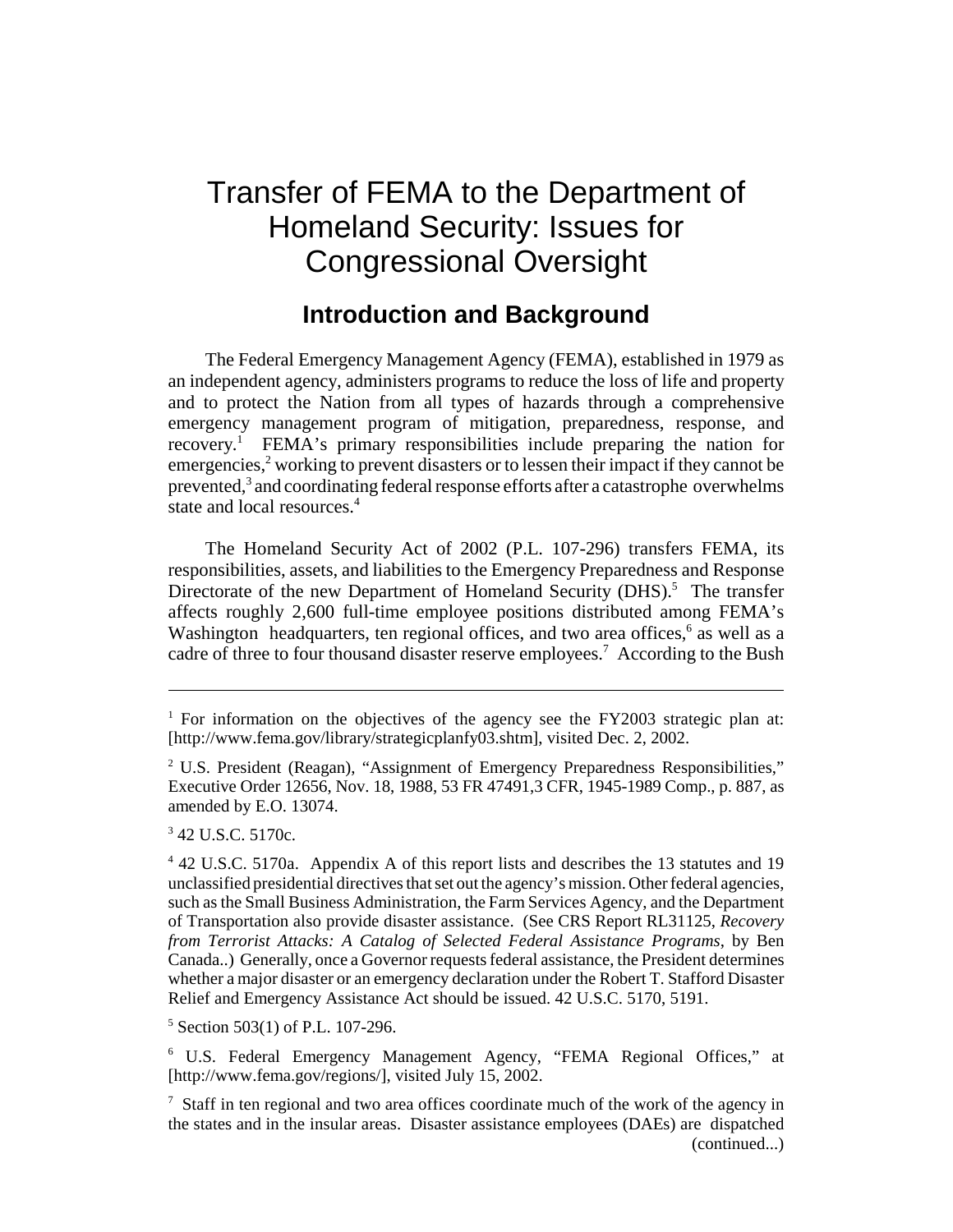# Transfer of FEMA to the Department of Homeland Security: Issues for Congressional Oversight

## Introduction and Background

The Federal Emergency Management Agency (FEMA), established in 1979 as an independent agency, administers programs to reduce the loss of life and property and to protect the Nation from all types of hazards through a comprehensive emergency management program of mitigation, preparedness, response, and recovery.[1] FEMA's primary responsibilities include preparing the nation for emergencies,[2] working to prevent disasters or to lessen their impact if they cannot be prevented,[3] and coordinating federal response efforts after a catastrophe overwhelms state and local resources.[4]

The Homeland Security Act of 2002 (P.L. 107-296) transfers FEMA, its responsibilities, assets, and liabilities to the Emergency Preparedness and Response Directorate of the new Department of Homeland Security (DHS).[5] The transfer affects roughly 2,600 full-time employee positions distributed among FEMA's Washington headquarters, ten regional offices, and two area offices,[6] as well as a cadre of three to four thousand disaster reserve employees.[7] According to the Bush

---

[1] For information on the objectives of the agency see the FY2003 strategic plan at: [http://www.fema.gov/library/strategicplanfy03.shtm], visited Dec. 2, 2002.

[2] U.S. President (Reagan), "Assignment of Emergency Preparedness Responsibilities," Executive Order 12656, Nov. 18, 1988, 53 FR 47491,3 CFR, 1945-1989 Comp., p. 887, as amended by E.O. 13074.

[3] 42 U.S.C. 5170c.

[4] 42 U.S.C. 5170a. Appendix A of this report lists and describes the 13 statutes and 19 unclassified presidential directives that set out the agency's mission. Other federal agencies, such as the Small Business Administration, the Farm Services Agency, and the Department of Transportation also provide disaster assistance. (See CRS Report RL31125, *Recovery from Terrorist Attacks: A Catalog of Selected Federal Assistance Programs*, by Ben Canada..) Generally, once a Governor requests federal assistance, the President determines whether a major disaster or an emergency declaration under the Robert T. Stafford Disaster Relief and Emergency Assistance Act should be issued. 42 U.S.C. 5170, 5191.

[5] Section 503(1) of P.L. 107-296.

[6] U.S. Federal Emergency Management Agency, "FEMA Regional Offices," at [http://www.fema.gov/regions/], visited July 15, 2002.

[7] Staff in ten regional and two area offices coordinate much of the work of the agency in the states and in the insular areas. Disaster assistance employees (DAEs) are dispatched (continued...)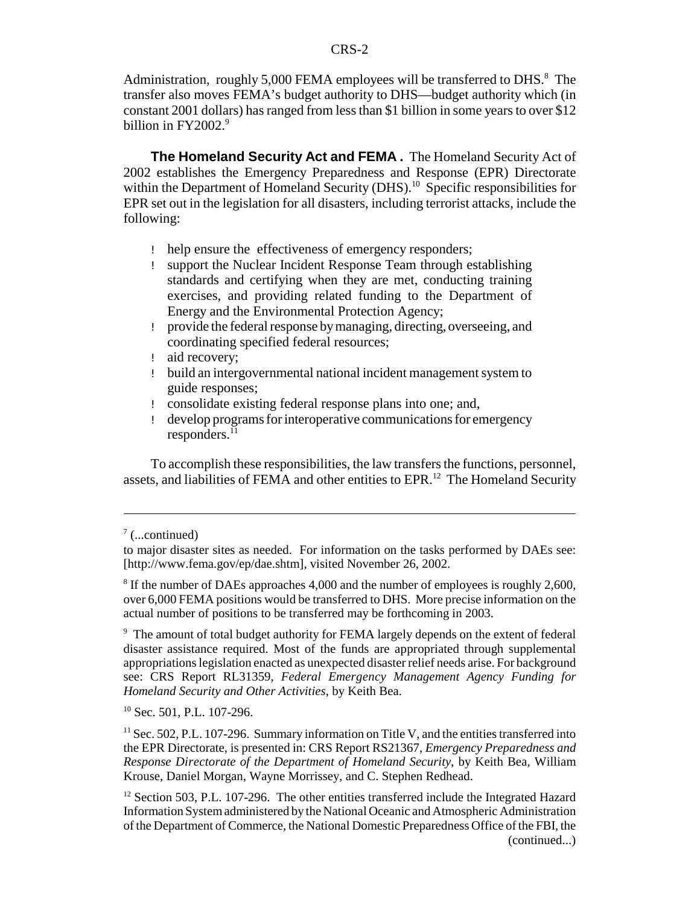Administration, roughly 5,000 FEMA employees will be transferred to DHS.[8] The transfer also moves FEMA's budget authority to DHS—budget authority which (in constant 2001 dollars) has ranged from less than $1 billion in some years to over $12 billion in FY2002.[9]

**The Homeland Security Act and FEMA .** The Homeland Security Act of 2002 establishes the Emergency Preparedness and Response (EPR) Directorate within the Department of Homeland Security (DHS).[10] Specific responsibilities for EPR set out in the legislation for all disasters, including terrorist attacks, include the following:

- help ensure the effectiveness of emergency responders;
- support the Nuclear Incident Response Team through establishing standards and certifying when they are met, conducting training exercises, and providing related funding to the Department of Energy and the Environmental Protection Agency;
- provide the federal response by managing, directing, overseeing, and coordinating specified federal resources;
- aid recovery;
- build an intergovernmental national incident management system to guide responses;
- consolidate existing federal response plans into one; and,
- develop programs for interoperative communications for emergency responders.[11]

To accomplish these responsibilities, the law transfers the functions, personnel, assets, and liabilities of FEMA and other entities to EPR.[12] The Homeland Security

---

[7] (...continued)
to major disaster sites as needed. For information on the tasks performed by DAEs see: [http://www.fema.gov/ep/dae.shtm], visited November 26, 2002.

[8] If the number of DAEs approaches 4,000 and the number of employees is roughly 2,600, over 6,000 FEMA positions would be transferred to DHS. More precise information on the actual number of positions to be transferred may be forthcoming in 2003.

[9] The amount of total budget authority for FEMA largely depends on the extent of federal disaster assistance required. Most of the funds are appropriated through supplemental appropriations legislation enacted as unexpected disaster relief needs arise. For background see: CRS Report RL31359, *Federal Emergency Management Agency Funding for Homeland Security and Other Activities*, by Keith Bea.

[10] Sec. 501, P.L. 107-296.

[11] Sec. 502, P.L. 107-296. Summary information on Title V, and the entities transferred into the EPR Directorate, is presented in: CRS Report RS21367, *Emergency Preparedness and Response Directorate of the Department of Homeland Security*, by Keith Bea, William Krouse, Daniel Morgan, Wayne Morrissey, and C. Stephen Redhead.

[12] Section 503, P.L. 107-296. The other entities transferred include the Integrated Hazard Information System administered by the National Oceanic and Atmospheric Administration of the Department of Commerce, the National Domestic Preparedness Office of the FBI, the (continued...)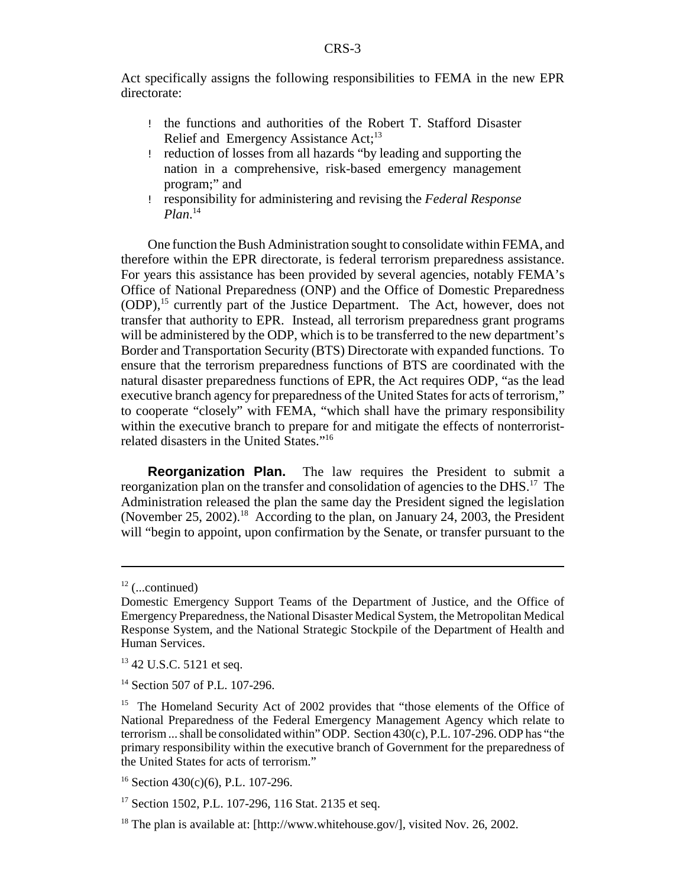Act specifically assigns the following responsibilities to FEMA in the new EPR directorate:

- the functions and authorities of the Robert T. Stafford Disaster Relief and Emergency Assistance Act;[13]
- reduction of losses from all hazards "by leading and supporting the nation in a comprehensive, risk-based emergency management program;" and
- responsibility for administering and revising the *Federal Response Plan*.[14]

One function the Bush Administration sought to consolidate within FEMA, and therefore within the EPR directorate, is federal terrorism preparedness assistance. For years this assistance has been provided by several agencies, notably FEMA's Office of National Preparedness (ONP) and the Office of Domestic Preparedness (ODP),[15] currently part of the Justice Department. The Act, however, does not transfer that authority to EPR. Instead, all terrorism preparedness grant programs will be administered by the ODP, which is to be transferred to the new department's Border and Transportation Security (BTS) Directorate with expanded functions. To ensure that the terrorism preparedness functions of BTS are coordinated with the natural disaster preparedness functions of EPR, the Act requires ODP, "as the lead executive branch agency for preparedness of the United States for acts of terrorism," to cooperate "closely" with FEMA, "which shall have the primary responsibility within the executive branch to prepare for and mitigate the effects of nonterrorist-related disasters in the United States."[16]

**Reorganization Plan.** The law requires the President to submit a reorganization plan on the transfer and consolidation of agencies to the DHS.[17] The Administration released the plan the same day the President signed the legislation (November 25, 2002).[18] According to the plan, on January 24, 2003, the President will "begin to appoint, upon confirmation by the Senate, or transfer pursuant to the

---

[12] (...continued)

Domestic Emergency Support Teams of the Department of Justice, and the Office of Emergency Preparedness, the National Disaster Medical System, the Metropolitan Medical Response System, and the National Strategic Stockpile of the Department of Health and Human Services.

[13] 42 U.S.C. 5121 et seq.

[14] Section 507 of P.L. 107-296.

[15] The Homeland Security Act of 2002 provides that "those elements of the Office of National Preparedness of the Federal Emergency Management Agency which relate to terrorism ... shall be consolidated within" ODP. Section 430(c), P.L. 107-296. ODP has "the primary responsibility within the executive branch of Government for the preparedness of the United States for acts of terrorism."

[16] Section 430(c)(6), P.L. 107-296.

[17] Section 1502, P.L. 107-296, 116 Stat. 2135 et seq.

[18] The plan is available at: [http://www.whitehouse.gov/], visited Nov. 26, 2002.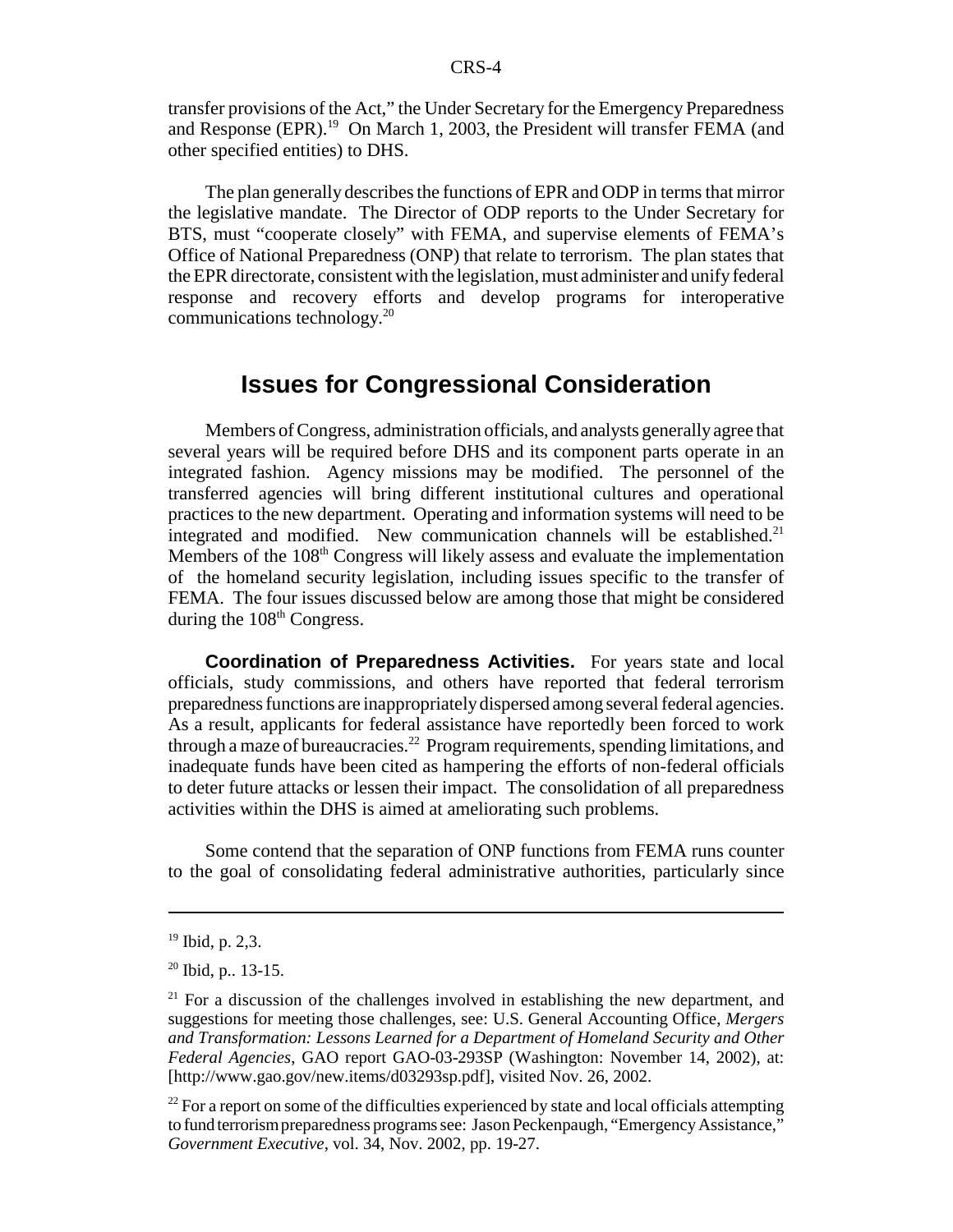transfer provisions of the Act," the Under Secretary for the Emergency Preparedness and Response (EPR).[19] On March 1, 2003, the President will transfer FEMA (and other specified entities) to DHS.

The plan generally describes the functions of EPR and ODP in terms that mirror the legislative mandate. The Director of ODP reports to the Under Secretary for BTS, must "cooperate closely" with FEMA, and supervise elements of FEMA's Office of National Preparedness (ONP) that relate to terrorism. The plan states that the EPR directorate, consistent with the legislation, must administer and unify federal response and recovery efforts and develop programs for interoperative communications technology.[20]

## Issues for Congressional Consideration

Members of Congress, administration officials, and analysts generally agree that several years will be required before DHS and its component parts operate in an integrated fashion. Agency missions may be modified. The personnel of the transferred agencies will bring different institutional cultures and operational practices to the new department. Operating and information systems will need to be integrated and modified. New communication channels will be established.[21] Members of the 108th Congress will likely assess and evaluate the implementation of the homeland security legislation, including issues specific to the transfer of FEMA. The four issues discussed below are among those that might be considered during the 108th Congress.

**Coordination of Preparedness Activities.** For years state and local officials, study commissions, and others have reported that federal terrorism preparedness functions are inappropriately dispersed among several federal agencies. As a result, applicants for federal assistance have reportedly been forced to work through a maze of bureaucracies.[22] Program requirements, spending limitations, and inadequate funds have been cited as hampering the efforts of non-federal officials to deter future attacks or lessen their impact. The consolidation of all preparedness activities within the DHS is aimed at ameliorating such problems.

Some contend that the separation of ONP functions from FEMA runs counter to the goal of consolidating federal administrative authorities, particularly since

---

[19] Ibid, p. 2,3.

[20] Ibid, p.. 13-15.

[21] For a discussion of the challenges involved in establishing the new department, and suggestions for meeting those challenges, see: U.S. General Accounting Office, *Mergers and Transformation: Lessons Learned for a Department of Homeland Security and Other Federal Agencies*, GAO report GAO-03-293SP (Washington: November 14, 2002), at: [http://www.gao.gov/new.items/d03293sp.pdf], visited Nov. 26, 2002.

[22] For a report on some of the difficulties experienced by state and local officials attempting to fund terrorism preparedness programs see: Jason Peckenpaugh, "Emergency Assistance," *Government Executive*, vol. 34, Nov. 2002, pp. 19-27.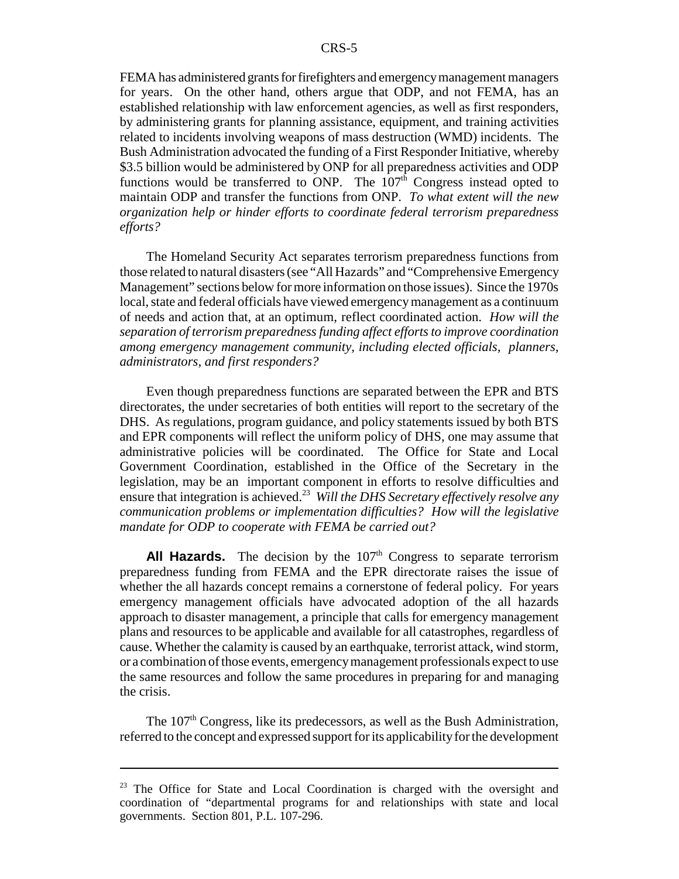FEMA has administered grants for firefighters and emergency management managers for years. On the other hand, others argue that ODP, and not FEMA, has an established relationship with law enforcement agencies, as well as first responders, by administering grants for planning assistance, equipment, and training activities related to incidents involving weapons of mass destruction (WMD) incidents. The Bush Administration advocated the funding of a First Responder Initiative, whereby \$3.5 billion would be administered by ONP for all preparedness activities and ODP functions would be transferred to ONP. The 107th Congress instead opted to maintain ODP and transfer the functions from ONP. *To what extent will the new organization help or hinder efforts to coordinate federal terrorism preparedness efforts?*

The Homeland Security Act separates terrorism preparedness functions from those related to natural disasters (see "All Hazards" and "Comprehensive Emergency Management" sections below for more information on those issues). Since the 1970s local, state and federal officials have viewed emergency management as a continuum of needs and action that, at an optimum, reflect coordinated action. *How will the separation of terrorism preparedness funding affect efforts to improve coordination among emergency management community, including elected officials, planners, administrators, and first responders?*

Even though preparedness functions are separated between the EPR and BTS directorates, the under secretaries of both entities will report to the secretary of the DHS. As regulations, program guidance, and policy statements issued by both BTS and EPR components will reflect the uniform policy of DHS, one may assume that administrative policies will be coordinated. The Office for State and Local Government Coordination, established in the Office of the Secretary in the legislation, may be an important component in efforts to resolve difficulties and ensure that integration is achieved.[23] *Will the DHS Secretary effectively resolve any communication problems or implementation difficulties? How will the legislative mandate for ODP to cooperate with FEMA be carried out?*

**All Hazards.** The decision by the 107th Congress to separate terrorism preparedness funding from FEMA and the EPR directorate raises the issue of whether the all hazards concept remains a cornerstone of federal policy. For years emergency management officials have advocated adoption of the all hazards approach to disaster management, a principle that calls for emergency management plans and resources to be applicable and available for all catastrophes, regardless of cause. Whether the calamity is caused by an earthquake, terrorist attack, wind storm, or a combination of those events, emergency management professionals expect to use the same resources and follow the same procedures in preparing for and managing the crisis.

The 107th Congress, like its predecessors, as well as the Bush Administration, referred to the concept and expressed support for its applicability for the development

---

[23] The Office for State and Local Coordination is charged with the oversight and coordination of "departmental programs for and relationships with state and local governments. Section 801, P.L. 107-296.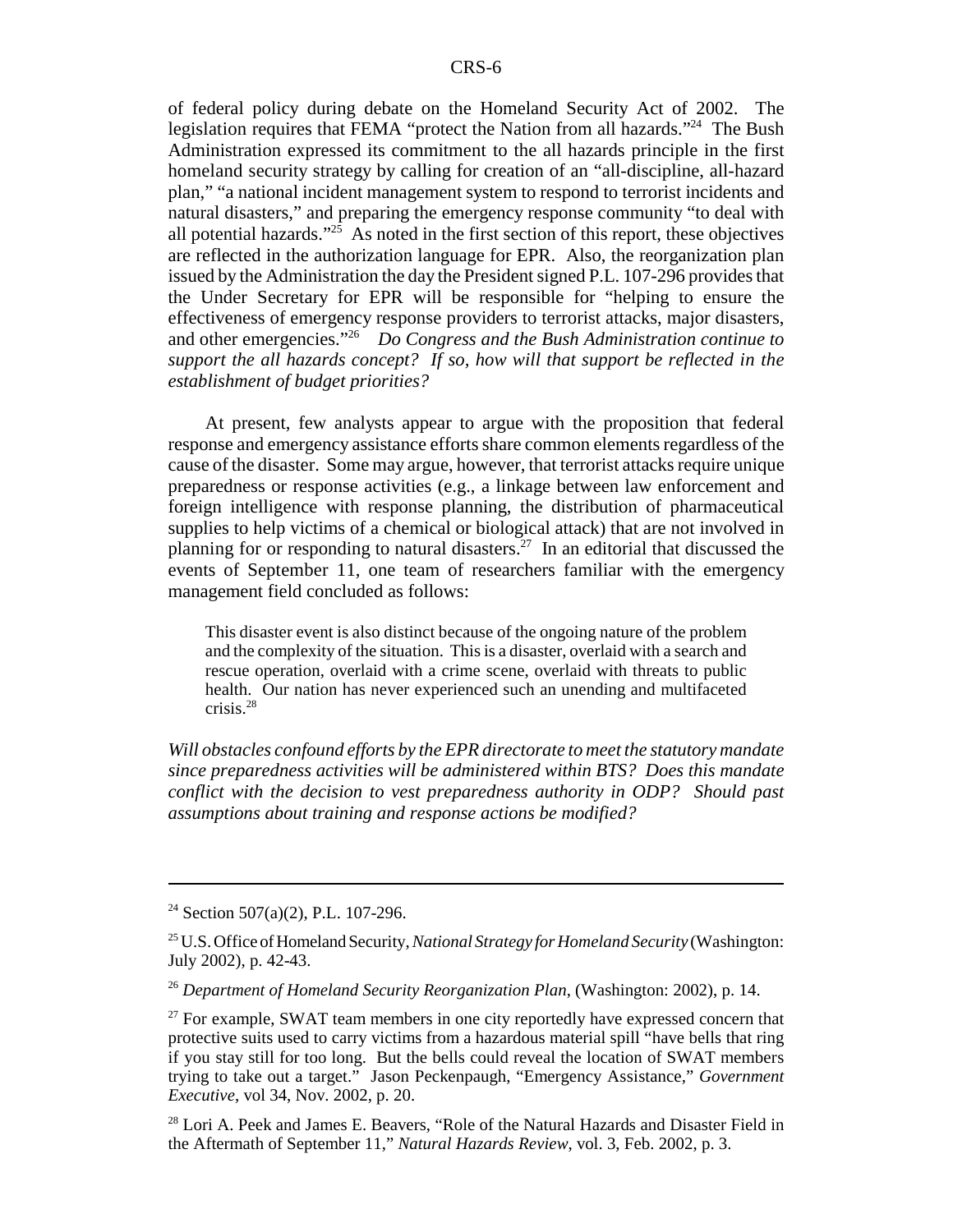of federal policy during debate on the Homeland Security Act of 2002. The legislation requires that FEMA "protect the Nation from all hazards."[24] The Bush Administration expressed its commitment to the all hazards principle in the first homeland security strategy by calling for creation of an "all-discipline, all-hazard plan," "a national incident management system to respond to terrorist incidents and natural disasters," and preparing the emergency response community "to deal with all potential hazards."[25] As noted in the first section of this report, these objectives are reflected in the authorization language for EPR. Also, the reorganization plan issued by the Administration the day the President signed P.L. 107-296 provides that the Under Secretary for EPR will be responsible for "helping to ensure the effectiveness of emergency response providers to terrorist attacks, major disasters, and other emergencies."[26] *Do Congress and the Bush Administration continue to support the all hazards concept? If so, how will that support be reflected in the establishment of budget priorities?*

At present, few analysts appear to argue with the proposition that federal response and emergency assistance efforts share common elements regardless of the cause of the disaster. Some may argue, however, that terrorist attacks require unique preparedness or response activities (e.g., a linkage between law enforcement and foreign intelligence with response planning, the distribution of pharmaceutical supplies to help victims of a chemical or biological attack) that are not involved in planning for or responding to natural disasters.[27] In an editorial that discussed the events of September 11, one team of researchers familiar with the emergency management field concluded as follows:

> This disaster event is also distinct because of the ongoing nature of the problem and the complexity of the situation. This is a disaster, overlaid with a search and rescue operation, overlaid with a crime scene, overlaid with threats to public health. Our nation has never experienced such an unending and multifaceted crisis.[28]

*Will obstacles confound efforts by the EPR directorate to meet the statutory mandate since preparedness activities will be administered within BTS? Does this mandate conflict with the decision to vest preparedness authority in ODP? Should past assumptions about training and response actions be modified?*

---

[24] Section 507(a)(2), P.L. 107-296.

[25] U.S. Office of Homeland Security, *National Strategy for Homeland Security* (Washington: July 2002), p. 42-43.

[26] *Department of Homeland Security Reorganization Plan*, (Washington: 2002), p. 14.

[27] For example, SWAT team members in one city reportedly have expressed concern that protective suits used to carry victims from a hazardous material spill "have bells that ring if you stay still for too long. But the bells could reveal the location of SWAT members trying to take out a target." Jason Peckenpaugh, "Emergency Assistance," *Government Executive*, vol 34, Nov. 2002, p. 20.

[28] Lori A. Peek and James E. Beavers, "Role of the Natural Hazards and Disaster Field in the Aftermath of September 11," *Natural Hazards Review*, vol. 3, Feb. 2002, p. 3.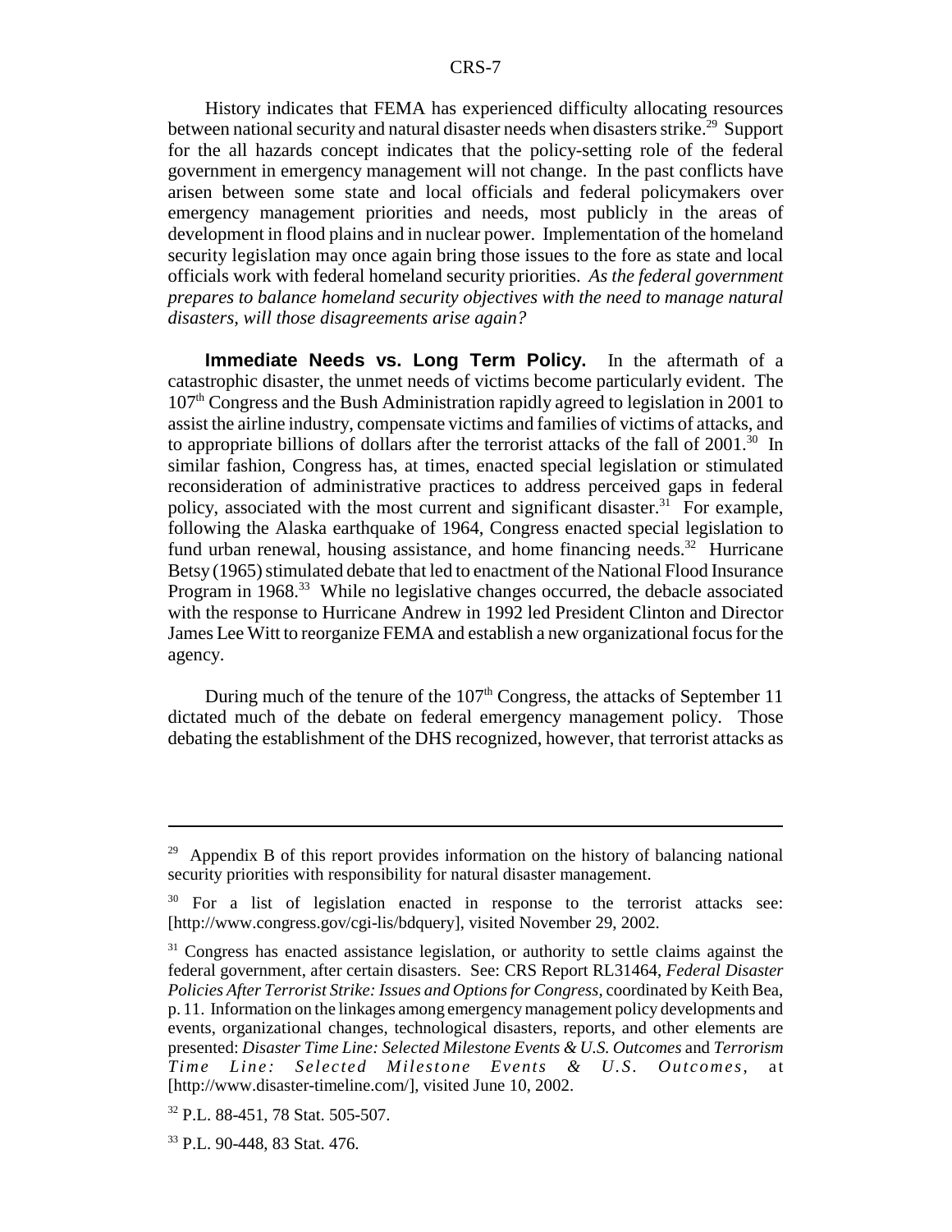History indicates that FEMA has experienced difficulty allocating resources between national security and natural disaster needs when disasters strike.[29] Support for the all hazards concept indicates that the policy-setting role of the federal government in emergency management will not change. In the past conflicts have arisen between some state and local officials and federal policymakers over emergency management priorities and needs, most publicly in the areas of development in flood plains and in nuclear power. Implementation of the homeland security legislation may once again bring those issues to the fore as state and local officials work with federal homeland security priorities. *As the federal government prepares to balance homeland security objectives with the need to manage natural disasters, will those disagreements arise again?*

**Immediate Needs vs. Long Term Policy.** In the aftermath of a catastrophic disaster, the unmet needs of victims become particularly evident. The 107th Congress and the Bush Administration rapidly agreed to legislation in 2001 to assist the airline industry, compensate victims and families of victims of attacks, and to appropriate billions of dollars after the terrorist attacks of the fall of 2001.[30] In similar fashion, Congress has, at times, enacted special legislation or stimulated reconsideration of administrative practices to address perceived gaps in federal policy, associated with the most current and significant disaster.[31] For example, following the Alaska earthquake of 1964, Congress enacted special legislation to fund urban renewal, housing assistance, and home financing needs.[32] Hurricane Betsy (1965) stimulated debate that led to enactment of the National Flood Insurance Program in 1968.[33] While no legislative changes occurred, the debacle associated with the response to Hurricane Andrew in 1992 led President Clinton and Director James Lee Witt to reorganize FEMA and establish a new organizational focus for the agency.

During much of the tenure of the 107th Congress, the attacks of September 11 dictated much of the debate on federal emergency management policy. Those debating the establishment of the DHS recognized, however, that terrorist attacks as

---

[29] Appendix B of this report provides information on the history of balancing national security priorities with responsibility for natural disaster management.

[30] For a list of legislation enacted in response to the terrorist attacks see: [http://www.congress.gov/cgi-lis/bdquery], visited November 29, 2002.

[31] Congress has enacted assistance legislation, or authority to settle claims against the federal government, after certain disasters. See: CRS Report RL31464, *Federal Disaster Policies After Terrorist Strike: Issues and Options for Congress*, coordinated by Keith Bea, p. 11. Information on the linkages among emergency management policy developments and events, organizational changes, technological disasters, reports, and other elements are presented: *Disaster Time Line: Selected Milestone Events & U.S. Outcomes* and *Terrorism Time Line: Selected Milestone Events & U.S. Outcomes*, at [http://www.disaster-timeline.com/], visited June 10, 2002.

[32] P.L. 88-451, 78 Stat. 505-507.

[33] P.L. 90-448, 83 Stat. 476.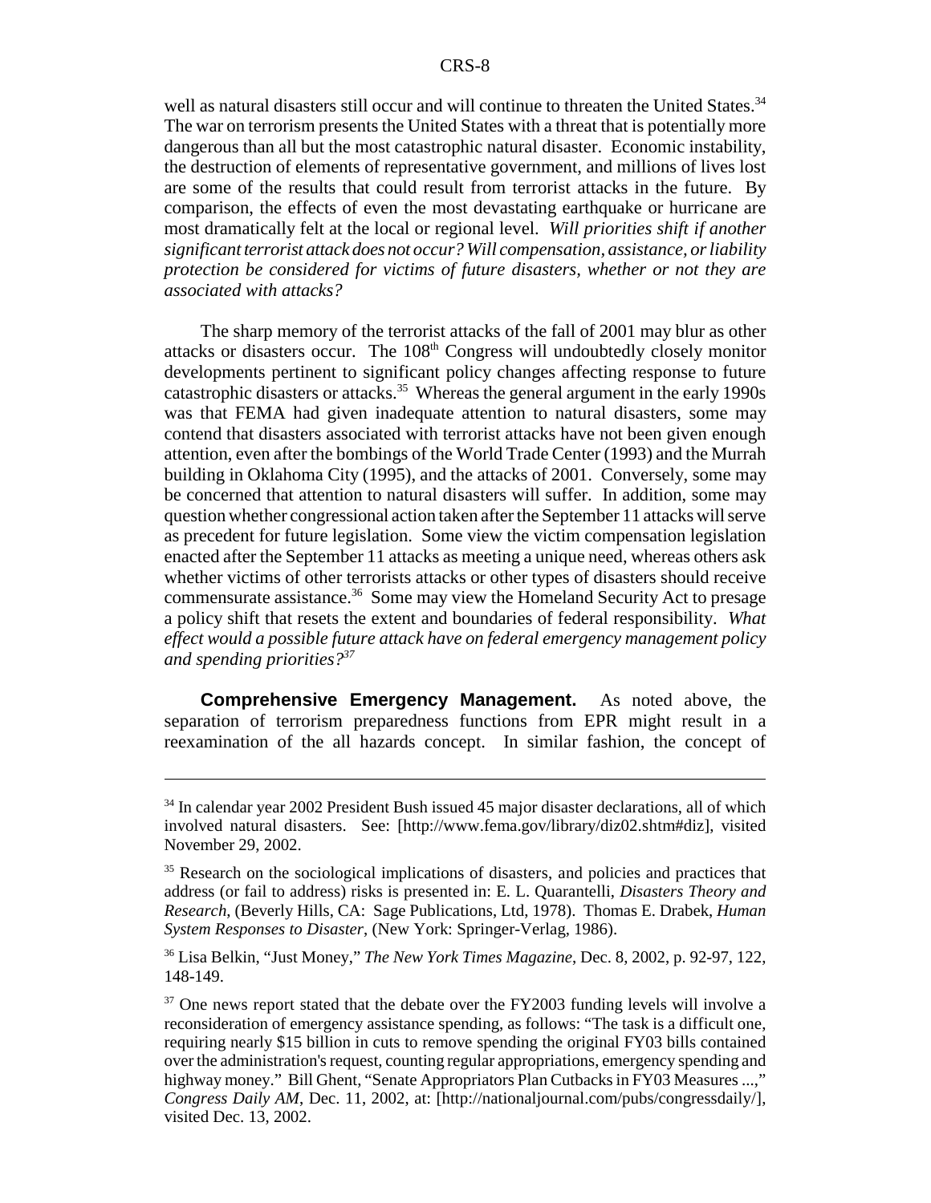well as natural disasters still occur and will continue to threaten the United States.[34] The war on terrorism presents the United States with a threat that is potentially more dangerous than all but the most catastrophic natural disaster. Economic instability, the destruction of elements of representative government, and millions of lives lost are some of the results that could result from terrorist attacks in the future. By comparison, the effects of even the most devastating earthquake or hurricane are most dramatically felt at the local or regional level. *Will priorities shift if another significant terrorist attack does not occur? Will compensation, assistance, or liability protection be considered for victims of future disasters, whether or not they are associated with attacks?*

The sharp memory of the terrorist attacks of the fall of 2001 may blur as other attacks or disasters occur. The 108th Congress will undoubtedly closely monitor developments pertinent to significant policy changes affecting response to future catastrophic disasters or attacks.[35] Whereas the general argument in the early 1990s was that FEMA had given inadequate attention to natural disasters, some may contend that disasters associated with terrorist attacks have not been given enough attention, even after the bombings of the World Trade Center (1993) and the Murrah building in Oklahoma City (1995), and the attacks of 2001. Conversely, some may be concerned that attention to natural disasters will suffer. In addition, some may question whether congressional action taken after the September 11 attacks will serve as precedent for future legislation. Some view the victim compensation legislation enacted after the September 11 attacks as meeting a unique need, whereas others ask whether victims of other terrorists attacks or other types of disasters should receive commensurate assistance.[36] Some may view the Homeland Security Act to presage a policy shift that resets the extent and boundaries of federal responsibility. *What effect would a possible future attack have on federal emergency management policy and spending priorities?*[37]

**Comprehensive Emergency Management.** As noted above, the separation of terrorism preparedness functions from EPR might result in a reexamination of the all hazards concept. In similar fashion, the concept of

---

[34] In calendar year 2002 President Bush issued 45 major disaster declarations, all of which involved natural disasters. See: [http://www.fema.gov/library/diz02.shtm#diz], visited November 29, 2002.

[35] Research on the sociological implications of disasters, and policies and practices that address (or fail to address) risks is presented in: E. L. Quarantelli, *Disasters Theory and Research*, (Beverly Hills, CA: Sage Publications, Ltd, 1978). Thomas E. Drabek, *Human System Responses to Disaster*, (New York: Springer-Verlag, 1986).

[36] Lisa Belkin, "Just Money," *The New York Times Magazine*, Dec. 8, 2002, p. 92-97, 122, 148-149.

[37] One news report stated that the debate over the FY2003 funding levels will involve a reconsideration of emergency assistance spending, as follows: "The task is a difficult one, requiring nearly $15 billion in cuts to remove spending the original FY03 bills contained over the administration's request, counting regular appropriations, emergency spending and highway money." Bill Ghent, "Senate Appropriators Plan Cutbacks in FY03 Measures ...," *Congress Daily AM*, Dec. 11, 2002, at: [http://nationaljournal.com/pubs/congressdaily/], visited Dec. 13, 2002.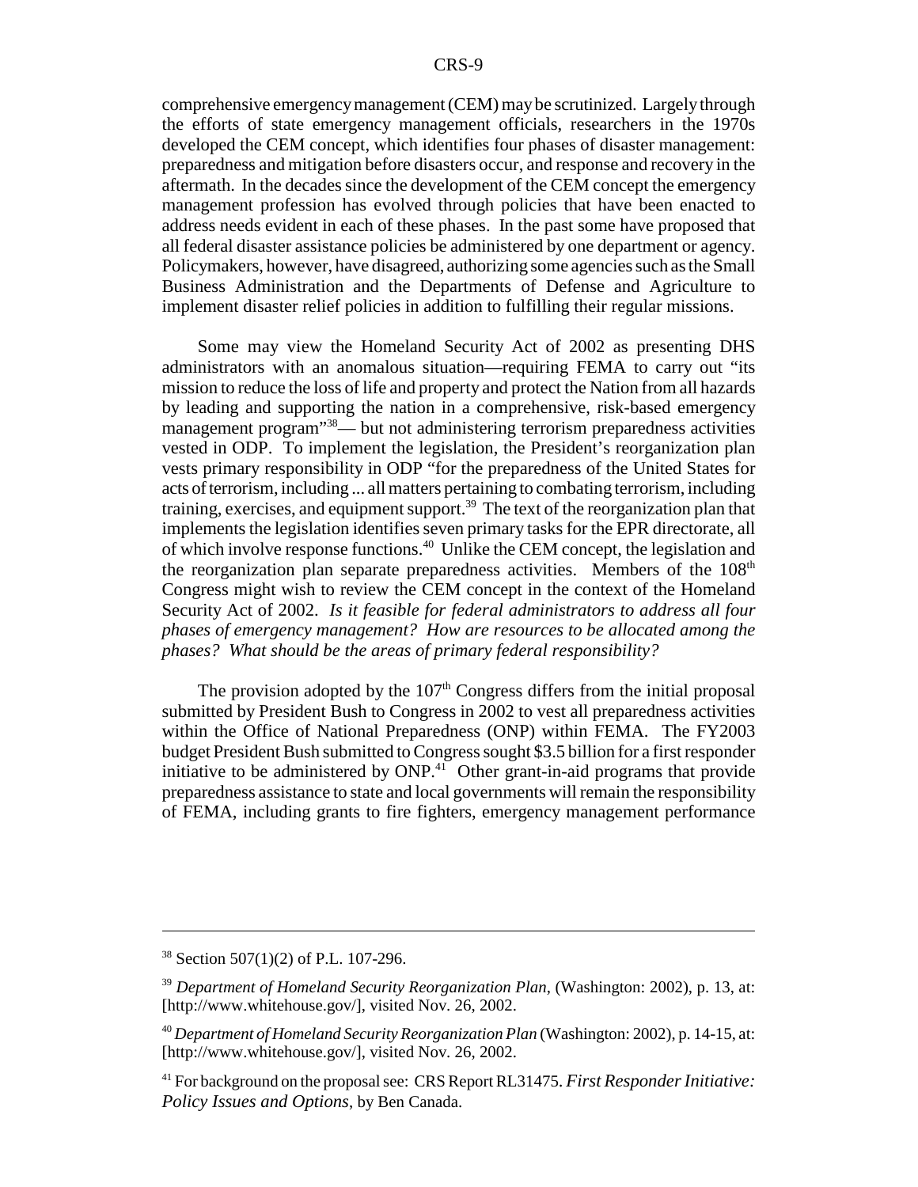comprehensive emergency management (CEM) may be scrutinized. Largely through the efforts of state emergency management officials, researchers in the 1970s developed the CEM concept, which identifies four phases of disaster management: preparedness and mitigation before disasters occur, and response and recovery in the aftermath. In the decades since the development of the CEM concept the emergency management profession has evolved through policies that have been enacted to address needs evident in each of these phases. In the past some have proposed that all federal disaster assistance policies be administered by one department or agency. Policymakers, however, have disagreed, authorizing some agencies such as the Small Business Administration and the Departments of Defense and Agriculture to implement disaster relief policies in addition to fulfilling their regular missions.

Some may view the Homeland Security Act of 2002 as presenting DHS administrators with an anomalous situation—requiring FEMA to carry out "its mission to reduce the loss of life and property and protect the Nation from all hazards by leading and supporting the nation in a comprehensive, risk-based emergency management program"[38]— but not administering terrorism preparedness activities vested in ODP. To implement the legislation, the President's reorganization plan vests primary responsibility in ODP "for the preparedness of the United States for acts of terrorism, including ... all matters pertaining to combating terrorism, including training, exercises, and equipment support.[39] The text of the reorganization plan that implements the legislation identifies seven primary tasks for the EPR directorate, all of which involve response functions.[40] Unlike the CEM concept, the legislation and the reorganization plan separate preparedness activities. Members of the 108th Congress might wish to review the CEM concept in the context of the Homeland Security Act of 2002. *Is it feasible for federal administrators to address all four phases of emergency management? How are resources to be allocated among the phases? What should be the areas of primary federal responsibility?*

The provision adopted by the 107th Congress differs from the initial proposal submitted by President Bush to Congress in 2002 to vest all preparedness activities within the Office of National Preparedness (ONP) within FEMA. The FY2003 budget President Bush submitted to Congress sought $3.5 billion for a first responder initiative to be administered by ONP.[41] Other grant-in-aid programs that provide preparedness assistance to state and local governments will remain the responsibility of FEMA, including grants to fire fighters, emergency management performance

---

[38] Section 507(1)(2) of P.L. 107-296.

[39] *Department of Homeland Security Reorganization Plan*, (Washington: 2002), p. 13, at: [http://www.whitehouse.gov/], visited Nov. 26, 2002.

[40] *Department of Homeland Security Reorganization Plan* (Washington: 2002), p. 14-15, at: [http://www.whitehouse.gov/], visited Nov. 26, 2002.

[41] For background on the proposal see: CRS Report RL31475. *First Responder Initiative: Policy Issues and Options*, by Ben Canada.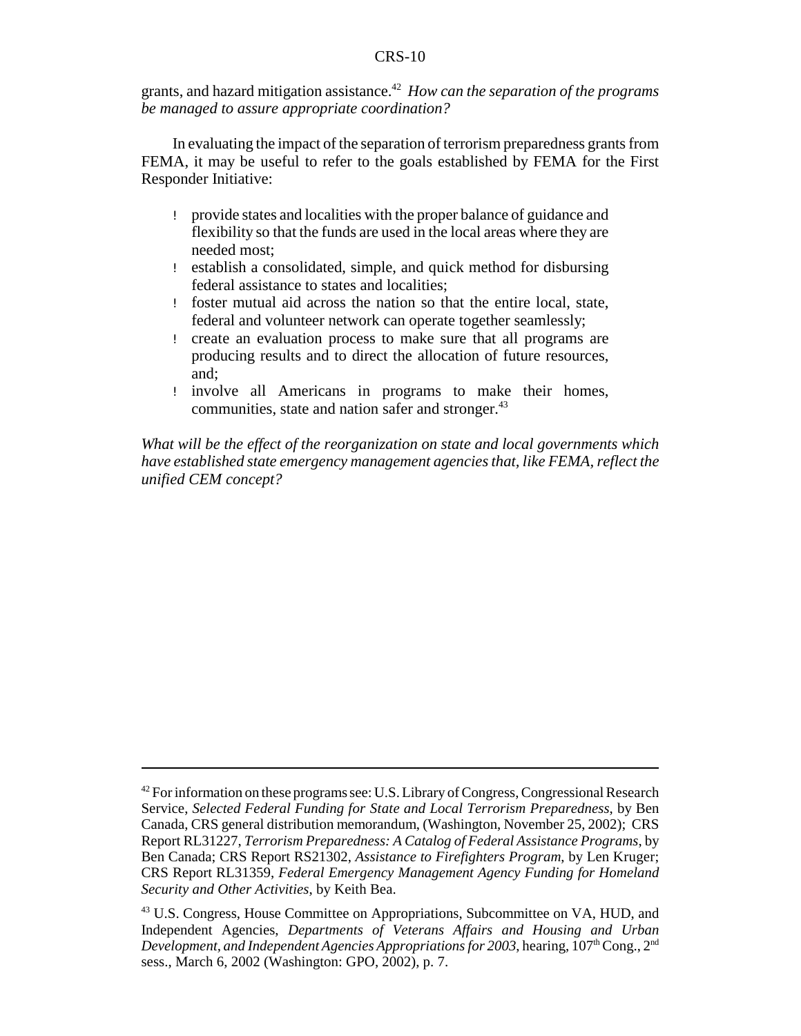grants, and hazard mitigation assistance.[42] *How can the separation of the programs be managed to assure appropriate coordination?*

In evaluating the impact of the separation of terrorism preparedness grants from FEMA, it may be useful to refer to the goals established by FEMA for the First Responder Initiative:

- provide states and localities with the proper balance of guidance and flexibility so that the funds are used in the local areas where they are needed most;
- establish a consolidated, simple, and quick method for disbursing federal assistance to states and localities;
- foster mutual aid across the nation so that the entire local, state, federal and volunteer network can operate together seamlessly;
- create an evaluation process to make sure that all programs are producing results and to direct the allocation of future resources, and;
- involve all Americans in programs to make their homes, communities, state and nation safer and stronger.[43]

*What will be the effect of the reorganization on state and local governments which have established state emergency management agencies that, like FEMA, reflect the unified CEM concept?*

---

[42] For information on these programs see: U.S. Library of Congress, Congressional Research Service, *Selected Federal Funding for State and Local Terrorism Preparedness*, by Ben Canada, CRS general distribution memorandum, (Washington, November 25, 2002); CRS Report RL31227, *Terrorism Preparedness: A Catalog of Federal Assistance Programs*, by Ben Canada; CRS Report RS21302, *Assistance to Firefighters Program*, by Len Kruger; CRS Report RL31359, *Federal Emergency Management Agency Funding for Homeland Security and Other Activities*, by Keith Bea.

[43] U.S. Congress, House Committee on Appropriations, Subcommittee on VA, HUD, and Independent Agencies, *Departments of Veterans Affairs and Housing and Urban Development, and Independent Agencies Appropriations for 2003*, hearing, 107th Cong., 2nd sess., March 6, 2002 (Washington: GPO, 2002), p. 7.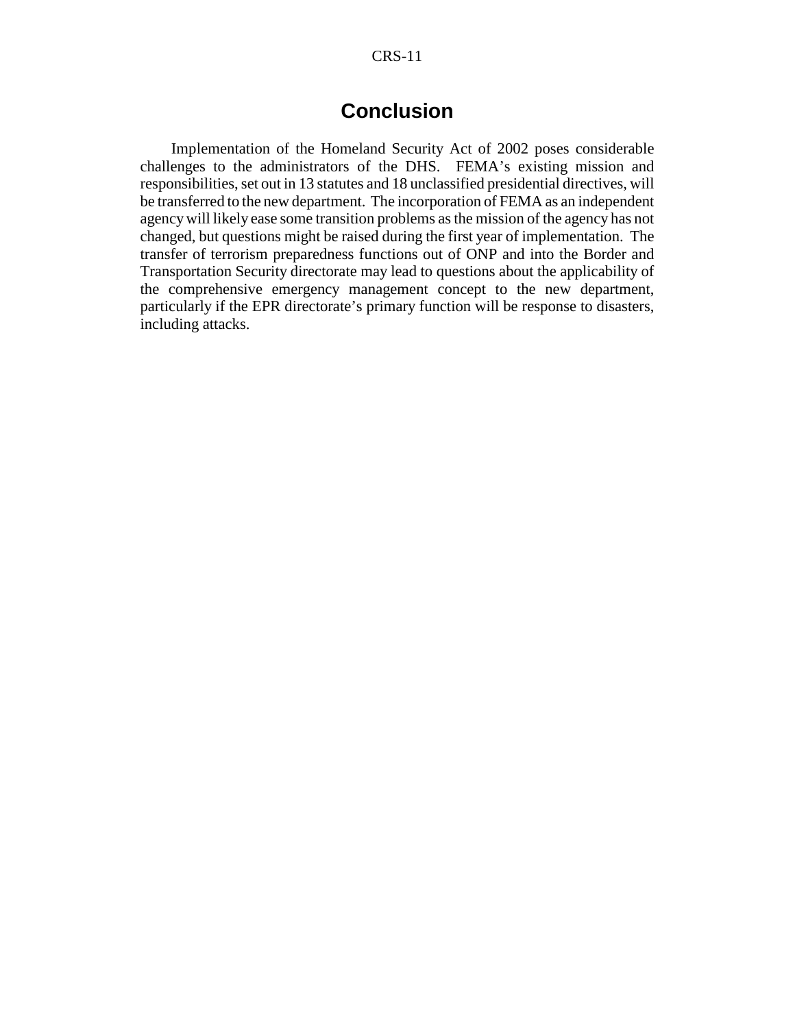# Conclusion

Implementation of the Homeland Security Act of 2002 poses considerable challenges to the administrators of the DHS. FEMA's existing mission and responsibilities, set out in 13 statutes and 18 unclassified presidential directives, will be transferred to the new department. The incorporation of FEMA as an independent agency will likely ease some transition problems as the mission of the agency has not changed, but questions might be raised during the first year of implementation. The transfer of terrorism preparedness functions out of ONP and into the Border and Transportation Security directorate may lead to questions about the applicability of the comprehensive emergency management concept to the new department, particularly if the EPR directorate's primary function will be response to disasters, including attacks.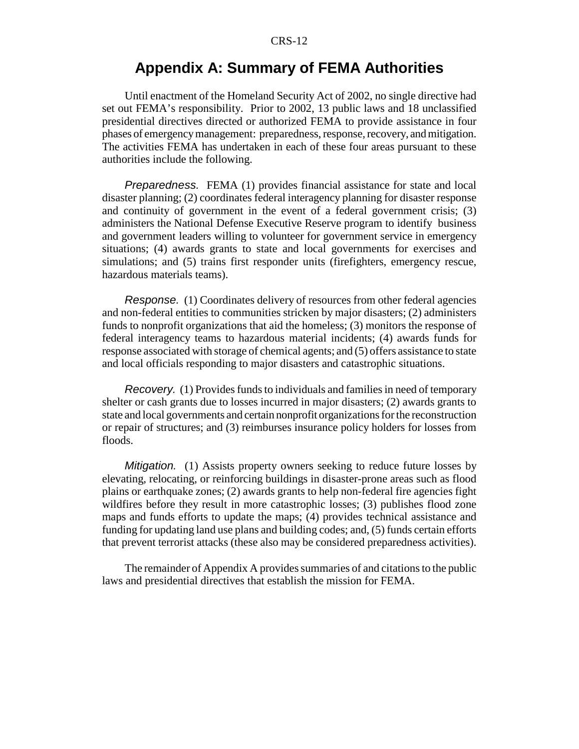## Appendix A: Summary of FEMA Authorities

Until enactment of the Homeland Security Act of 2002, no single directive had set out FEMA's responsibility. Prior to 2002, 13 public laws and 18 unclassified presidential directives directed or authorized FEMA to provide assistance in four phases of emergency management: preparedness, response, recovery, and mitigation. The activities FEMA has undertaken in each of these four areas pursuant to these authorities include the following.

*Preparedness.* FEMA (1) provides financial assistance for state and local disaster planning; (2) coordinates federal interagency planning for disaster response and continuity of government in the event of a federal government crisis; (3) administers the National Defense Executive Reserve program to identify business and government leaders willing to volunteer for government service in emergency situations; (4) awards grants to state and local governments for exercises and simulations; and (5) trains first responder units (firefighters, emergency rescue, hazardous materials teams).

*Response.* (1) Coordinates delivery of resources from other federal agencies and non-federal entities to communities stricken by major disasters; (2) administers funds to nonprofit organizations that aid the homeless; (3) monitors the response of federal interagency teams to hazardous material incidents; (4) awards funds for response associated with storage of chemical agents; and (5) offers assistance to state and local officials responding to major disasters and catastrophic situations.

*Recovery.* (1) Provides funds to individuals and families in need of temporary shelter or cash grants due to losses incurred in major disasters; (2) awards grants to state and local governments and certain nonprofit organizations for the reconstruction or repair of structures; and (3) reimburses insurance policy holders for losses from floods.

*Mitigation.* (1) Assists property owners seeking to reduce future losses by elevating, relocating, or reinforcing buildings in disaster-prone areas such as flood plains or earthquake zones; (2) awards grants to help non-federal fire agencies fight wildfires before they result in more catastrophic losses; (3) publishes flood zone maps and funds efforts to update the maps; (4) provides technical assistance and funding for updating land use plans and building codes; and, (5) funds certain efforts that prevent terrorist attacks (these also may be considered preparedness activities).

The remainder of Appendix A provides summaries of and citations to the public laws and presidential directives that establish the mission for FEMA.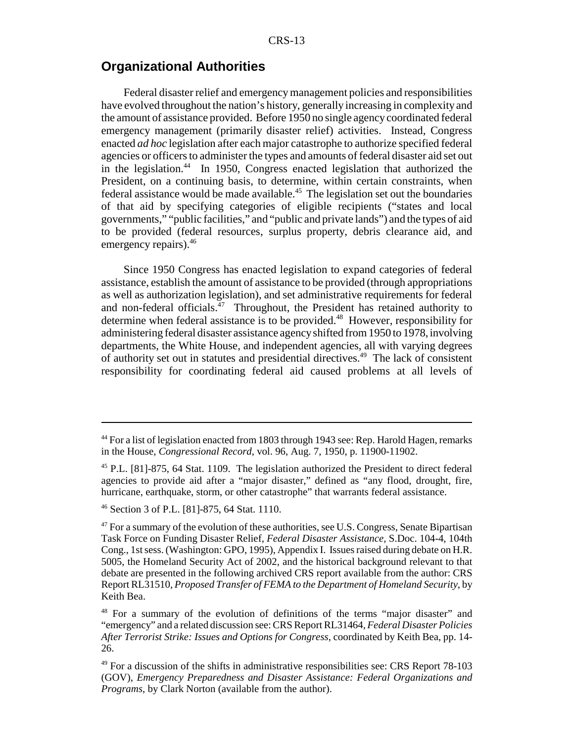## Organizational Authorities

Federal disaster relief and emergency management policies and responsibilities have evolved throughout the nation's history, generally increasing in complexity and the amount of assistance provided. Before 1950 no single agency coordinated federal emergency management (primarily disaster relief) activities. Instead, Congress enacted *ad hoc* legislation after each major catastrophe to authorize specified federal agencies or officers to administer the types and amounts of federal disaster aid set out in the legislation.[44] In 1950, Congress enacted legislation that authorized the President, on a continuing basis, to determine, within certain constraints, when federal assistance would be made available.[45] The legislation set out the boundaries of that aid by specifying categories of eligible recipients ("states and local governments," "public facilities," and "public and private lands") and the types of aid to be provided (federal resources, surplus property, debris clearance aid, and emergency repairs).[46]

Since 1950 Congress has enacted legislation to expand categories of federal assistance, establish the amount of assistance to be provided (through appropriations as well as authorization legislation), and set administrative requirements for federal and non-federal officials.[47] Throughout, the President has retained authority to determine when federal assistance is to be provided.[48] However, responsibility for administering federal disaster assistance agency shifted from 1950 to 1978, involving departments, the White House, and independent agencies, all with varying degrees of authority set out in statutes and presidential directives.[49] The lack of consistent responsibility for coordinating federal aid caused problems at all levels of

---

[44] For a list of legislation enacted from 1803 through 1943 see: Rep. Harold Hagen, remarks in the House, *Congressional Record*, vol. 96, Aug. 7, 1950, p. 11900-11902.

[45] P.L. [81]-875, 64 Stat. 1109. The legislation authorized the President to direct federal agencies to provide aid after a "major disaster," defined as "any flood, drought, fire, hurricane, earthquake, storm, or other catastrophe" that warrants federal assistance.

[46] Section 3 of P.L. [81]-875, 64 Stat. 1110.

[47] For a summary of the evolution of these authorities, see U.S. Congress, Senate Bipartisan Task Force on Funding Disaster Relief, *Federal Disaster Assistance,* S.Doc. 104-4, 104th Cong., 1st sess. (Washington: GPO, 1995), Appendix I. Issues raised during debate on H.R. 5005, the Homeland Security Act of 2002, and the historical background relevant to that debate are presented in the following archived CRS report available from the author: CRS Report RL31510, *Proposed Transfer of FEMA to the Department of Homeland Security*, by Keith Bea.

[48] For a summary of the evolution of definitions of the terms "major disaster" and "emergency" and a related discussion see: CRS Report RL31464, *Federal Disaster Policies After Terrorist Strike: Issues and Options for Congress*, coordinated by Keith Bea, pp. 14-26.

[49] For a discussion of the shifts in administrative responsibilities see: CRS Report 78-103 (GOV), *Emergency Preparedness and Disaster Assistance: Federal Organizations and Programs*, by Clark Norton (available from the author).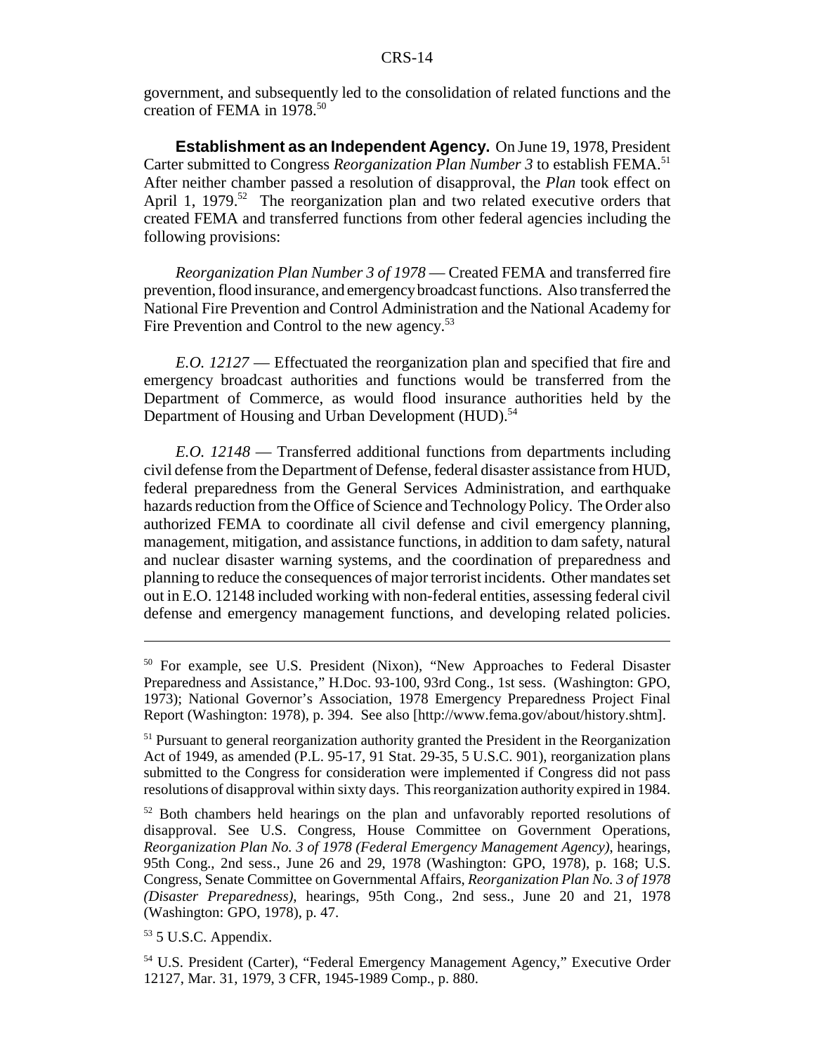government, and subsequently led to the consolidation of related functions and the creation of FEMA in 1978.[50]

**Establishment as an Independent Agency.** On June 19, 1978, President Carter submitted to Congress *Reorganization Plan Number 3* to establish FEMA.[51] After neither chamber passed a resolution of disapproval, the *Plan* took effect on April 1, 1979.[52] The reorganization plan and two related executive orders that created FEMA and transferred functions from other federal agencies including the following provisions:

*Reorganization Plan Number 3 of 1978* — Created FEMA and transferred fire prevention, flood insurance, and emergency broadcast functions. Also transferred the National Fire Prevention and Control Administration and the National Academy for Fire Prevention and Control to the new agency.[53]

*E.O. 12127* — Effectuated the reorganization plan and specified that fire and emergency broadcast authorities and functions would be transferred from the Department of Commerce, as would flood insurance authorities held by the Department of Housing and Urban Development (HUD).[54]

*E.O. 12148* — Transferred additional functions from departments including civil defense from the Department of Defense, federal disaster assistance from HUD, federal preparedness from the General Services Administration, and earthquake hazards reduction from the Office of Science and Technology Policy. The Order also authorized FEMA to coordinate all civil defense and civil emergency planning, management, mitigation, and assistance functions, in addition to dam safety, natural and nuclear disaster warning systems, and the coordination of preparedness and planning to reduce the consequences of major terrorist incidents. Other mandates set out in E.O. 12148 included working with non-federal entities, assessing federal civil defense and emergency management functions, and developing related policies.

---

[50] For example, see U.S. President (Nixon), "New Approaches to Federal Disaster Preparedness and Assistance," H.Doc. 93-100, 93rd Cong., 1st sess. (Washington: GPO, 1973); National Governor's Association, 1978 Emergency Preparedness Project Final Report (Washington: 1978), p. 394. See also [http://www.fema.gov/about/history.shtm].

[51] Pursuant to general reorganization authority granted the President in the Reorganization Act of 1949, as amended (P.L. 95-17, 91 Stat. 29-35, 5 U.S.C. 901), reorganization plans submitted to the Congress for consideration were implemented if Congress did not pass resolutions of disapproval within sixty days. This reorganization authority expired in 1984.

[52] Both chambers held hearings on the plan and unfavorably reported resolutions of disapproval. See U.S. Congress, House Committee on Government Operations, *Reorganization Plan No. 3 of 1978 (Federal Emergency Management Agency)*, hearings, 95th Cong., 2nd sess., June 26 and 29, 1978 (Washington: GPO, 1978), p. 168; U.S. Congress, Senate Committee on Governmental Affairs, *Reorganization Plan No. 3 of 1978 (Disaster Preparedness)*, hearings, 95th Cong., 2nd sess., June 20 and 21, 1978 (Washington: GPO, 1978), p. 47.

[53] 5 U.S.C. Appendix.

[54] U.S. President (Carter), "Federal Emergency Management Agency," Executive Order 12127, Mar. 31, 1979, 3 CFR, 1945-1989 Comp., p. 880.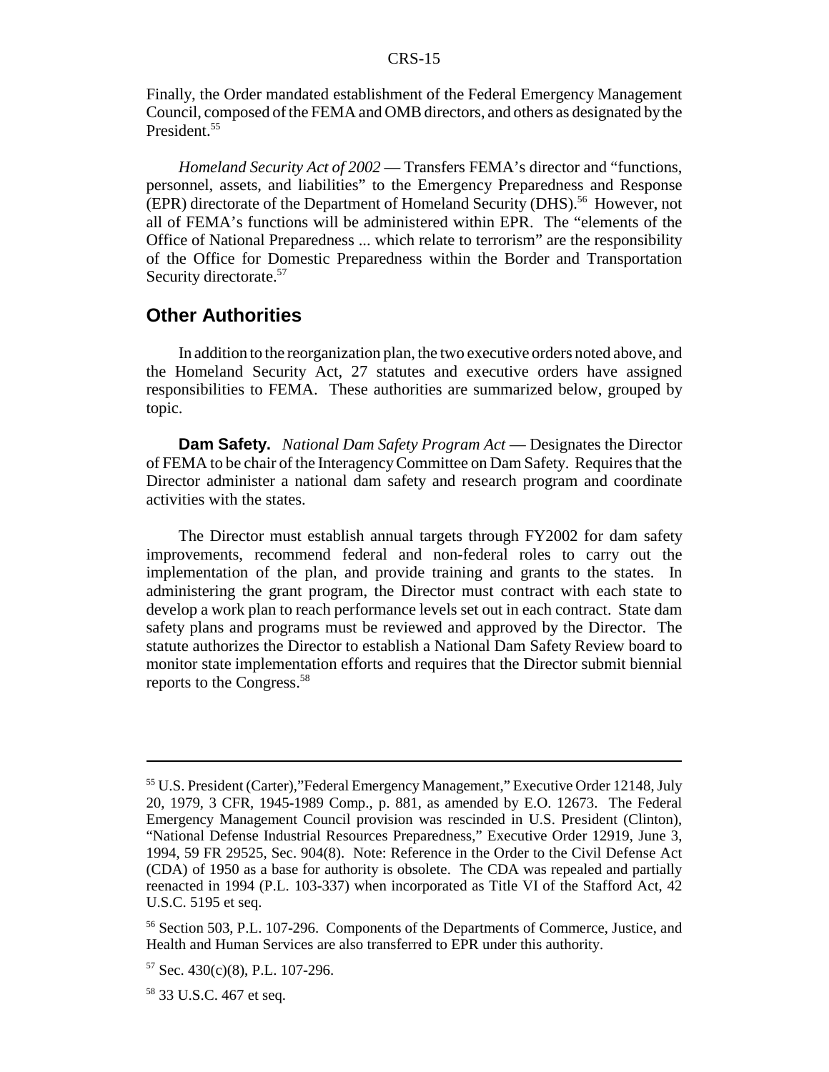Finally, the Order mandated establishment of the Federal Emergency Management Council, composed of the FEMA and OMB directors, and others as designated by the President.[55]

*Homeland Security Act of 2002* — Transfers FEMA's director and "functions, personnel, assets, and liabilities" to the Emergency Preparedness and Response (EPR) directorate of the Department of Homeland Security (DHS).[56] However, not all of FEMA's functions will be administered within EPR. The "elements of the Office of National Preparedness ... which relate to terrorism" are the responsibility of the Office for Domestic Preparedness within the Border and Transportation Security directorate.[57]

## Other Authorities

In addition to the reorganization plan, the two executive orders noted above, and the Homeland Security Act, 27 statutes and executive orders have assigned responsibilities to FEMA. These authorities are summarized below, grouped by topic.

**Dam Safety.** *National Dam Safety Program Act* — Designates the Director of FEMA to be chair of the Interagency Committee on Dam Safety. Requires that the Director administer a national dam safety and research program and coordinate activities with the states.

The Director must establish annual targets through FY2002 for dam safety improvements, recommend federal and non-federal roles to carry out the implementation of the plan, and provide training and grants to the states. In administering the grant program, the Director must contract with each state to develop a work plan to reach performance levels set out in each contract. State dam safety plans and programs must be reviewed and approved by the Director. The statute authorizes the Director to establish a National Dam Safety Review board to monitor state implementation efforts and requires that the Director submit biennial reports to the Congress.[58]

---

[55] U.S. President (Carter),"Federal Emergency Management," Executive Order 12148, July 20, 1979, 3 CFR, 1945-1989 Comp., p. 881, as amended by E.O. 12673. The Federal Emergency Management Council provision was rescinded in U.S. President (Clinton), "National Defense Industrial Resources Preparedness," Executive Order 12919, June 3, 1994, 59 FR 29525, Sec. 904(8). Note: Reference in the Order to the Civil Defense Act (CDA) of 1950 as a base for authority is obsolete. The CDA was repealed and partially reenacted in 1994 (P.L. 103-337) when incorporated as Title VI of the Stafford Act, 42 U.S.C. 5195 et seq.

[56] Section 503, P.L. 107-296. Components of the Departments of Commerce, Justice, and Health and Human Services are also transferred to EPR under this authority.

[57] Sec. 430(c)(8), P.L. 107-296.

[58] 33 U.S.C. 467 et seq.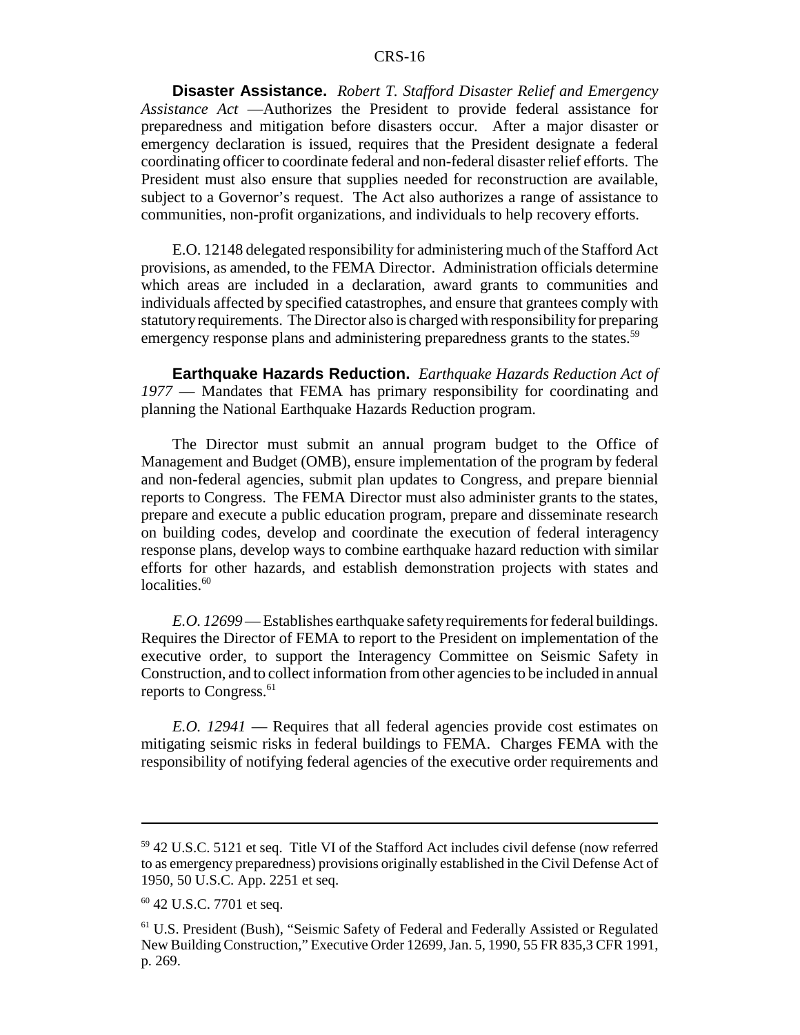**Disaster Assistance.** *Robert T. Stafford Disaster Relief and Emergency Assistance Act* —Authorizes the President to provide federal assistance for preparedness and mitigation before disasters occur. After a major disaster or emergency declaration is issued, requires that the President designate a federal coordinating officer to coordinate federal and non-federal disaster relief efforts. The President must also ensure that supplies needed for reconstruction are available, subject to a Governor's request. The Act also authorizes a range of assistance to communities, non-profit organizations, and individuals to help recovery efforts.

E.O. 12148 delegated responsibility for administering much of the Stafford Act provisions, as amended, to the FEMA Director. Administration officials determine which areas are included in a declaration, award grants to communities and individuals affected by specified catastrophes, and ensure that grantees comply with statutory requirements. The Director also is charged with responsibility for preparing emergency response plans and administering preparedness grants to the states.[59]

**Earthquake Hazards Reduction.** *Earthquake Hazards Reduction Act of 1977* — Mandates that FEMA has primary responsibility for coordinating and planning the National Earthquake Hazards Reduction program.

The Director must submit an annual program budget to the Office of Management and Budget (OMB), ensure implementation of the program by federal and non-federal agencies, submit plan updates to Congress, and prepare biennial reports to Congress. The FEMA Director must also administer grants to the states, prepare and execute a public education program, prepare and disseminate research on building codes, develop and coordinate the execution of federal interagency response plans, develop ways to combine earthquake hazard reduction with similar efforts for other hazards, and establish demonstration projects with states and localities.[60]

*E.O. 12699* — Establishes earthquake safety requirements for federal buildings. Requires the Director of FEMA to report to the President on implementation of the executive order, to support the Interagency Committee on Seismic Safety in Construction, and to collect information from other agencies to be included in annual reports to Congress.[61]

*E.O. 12941* — Requires that all federal agencies provide cost estimates on mitigating seismic risks in federal buildings to FEMA. Charges FEMA with the responsibility of notifying federal agencies of the executive order requirements and

---

[59] 42 U.S.C. 5121 et seq. Title VI of the Stafford Act includes civil defense (now referred to as emergency preparedness) provisions originally established in the Civil Defense Act of 1950, 50 U.S.C. App. 2251 et seq.

[60] 42 U.S.C. 7701 et seq.

[61] U.S. President (Bush), "Seismic Safety of Federal and Federally Assisted or Regulated New Building Construction," Executive Order 12699, Jan. 5, 1990, 55 FR 835,3 CFR 1991, p. 269.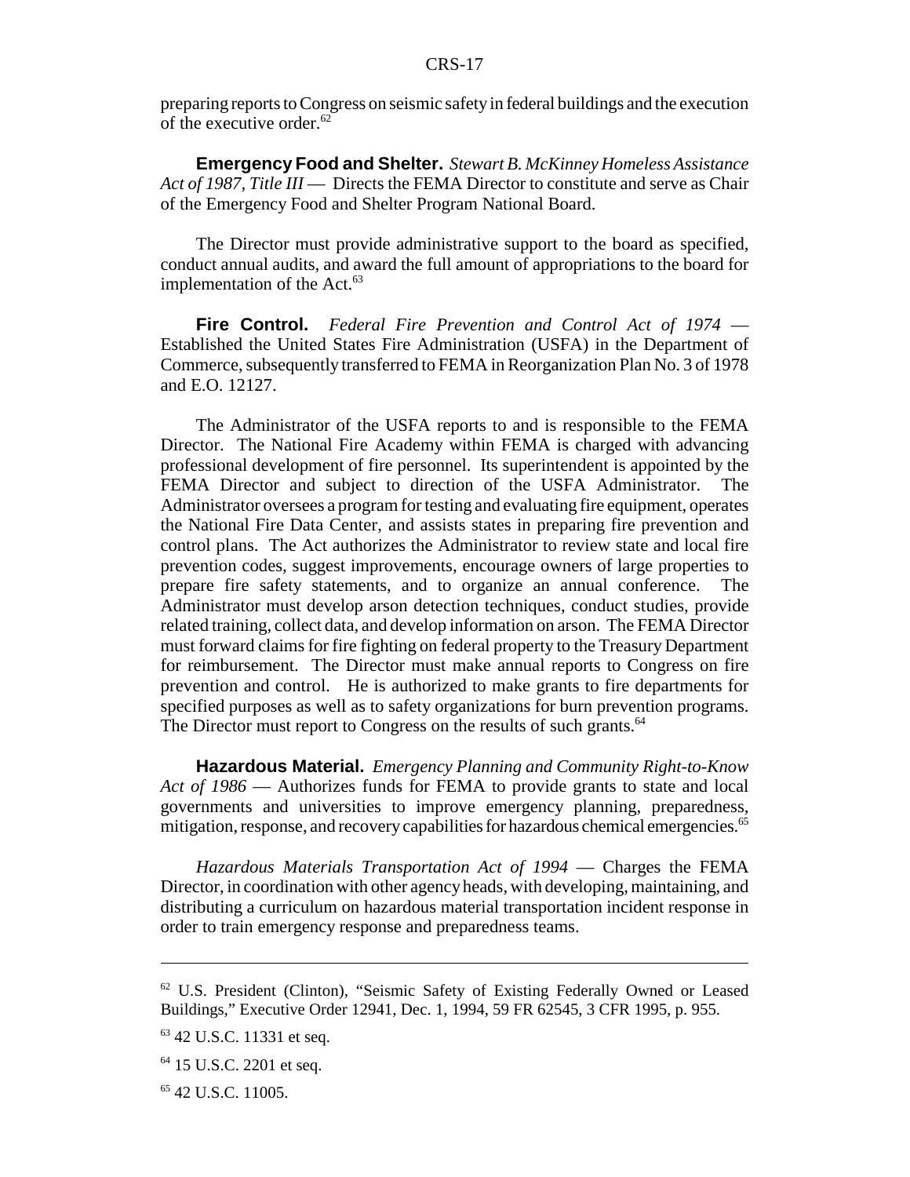preparing reports to Congress on seismic safety in federal buildings and the execution of the executive order.[62]

**Emergency Food and Shelter.** *Stewart B. McKinney Homeless Assistance Act of 1987, Title III* — Directs the FEMA Director to constitute and serve as Chair of the Emergency Food and Shelter Program National Board.

The Director must provide administrative support to the board as specified, conduct annual audits, and award the full amount of appropriations to the board for implementation of the Act.[63]

**Fire Control.** *Federal Fire Prevention and Control Act of 1974* — Established the United States Fire Administration (USFA) in the Department of Commerce, subsequently transferred to FEMA in Reorganization Plan No. 3 of 1978 and E.O. 12127.

The Administrator of the USFA reports to and is responsible to the FEMA Director. The National Fire Academy within FEMA is charged with advancing professional development of fire personnel. Its superintendent is appointed by the FEMA Director and subject to direction of the USFA Administrator. The Administrator oversees a program for testing and evaluating fire equipment, operates the National Fire Data Center, and assists states in preparing fire prevention and control plans. The Act authorizes the Administrator to review state and local fire prevention codes, suggest improvements, encourage owners of large properties to prepare fire safety statements, and to organize an annual conference. The Administrator must develop arson detection techniques, conduct studies, provide related training, collect data, and develop information on arson. The FEMA Director must forward claims for fire fighting on federal property to the Treasury Department for reimbursement. The Director must make annual reports to Congress on fire prevention and control. He is authorized to make grants to fire departments for specified purposes as well as to safety organizations for burn prevention programs. The Director must report to Congress on the results of such grants.[64]

**Hazardous Material.** *Emergency Planning and Community Right-to-Know Act of 1986* — Authorizes funds for FEMA to provide grants to state and local governments and universities to improve emergency planning, preparedness, mitigation, response, and recovery capabilities for hazardous chemical emergencies.[65]

*Hazardous Materials Transportation Act of 1994* — Charges the FEMA Director, in coordination with other agency heads, with developing, maintaining, and distributing a curriculum on hazardous material transportation incident response in order to train emergency response and preparedness teams.

---

[62] U.S. President (Clinton), "Seismic Safety of Existing Federally Owned or Leased Buildings," Executive Order 12941, Dec. 1, 1994, 59 FR 62545, 3 CFR 1995, p. 955.

[63] 42 U.S.C. 11331 et seq.

[64] 15 U.S.C. 2201 et seq.

[65] 42 U.S.C. 11005.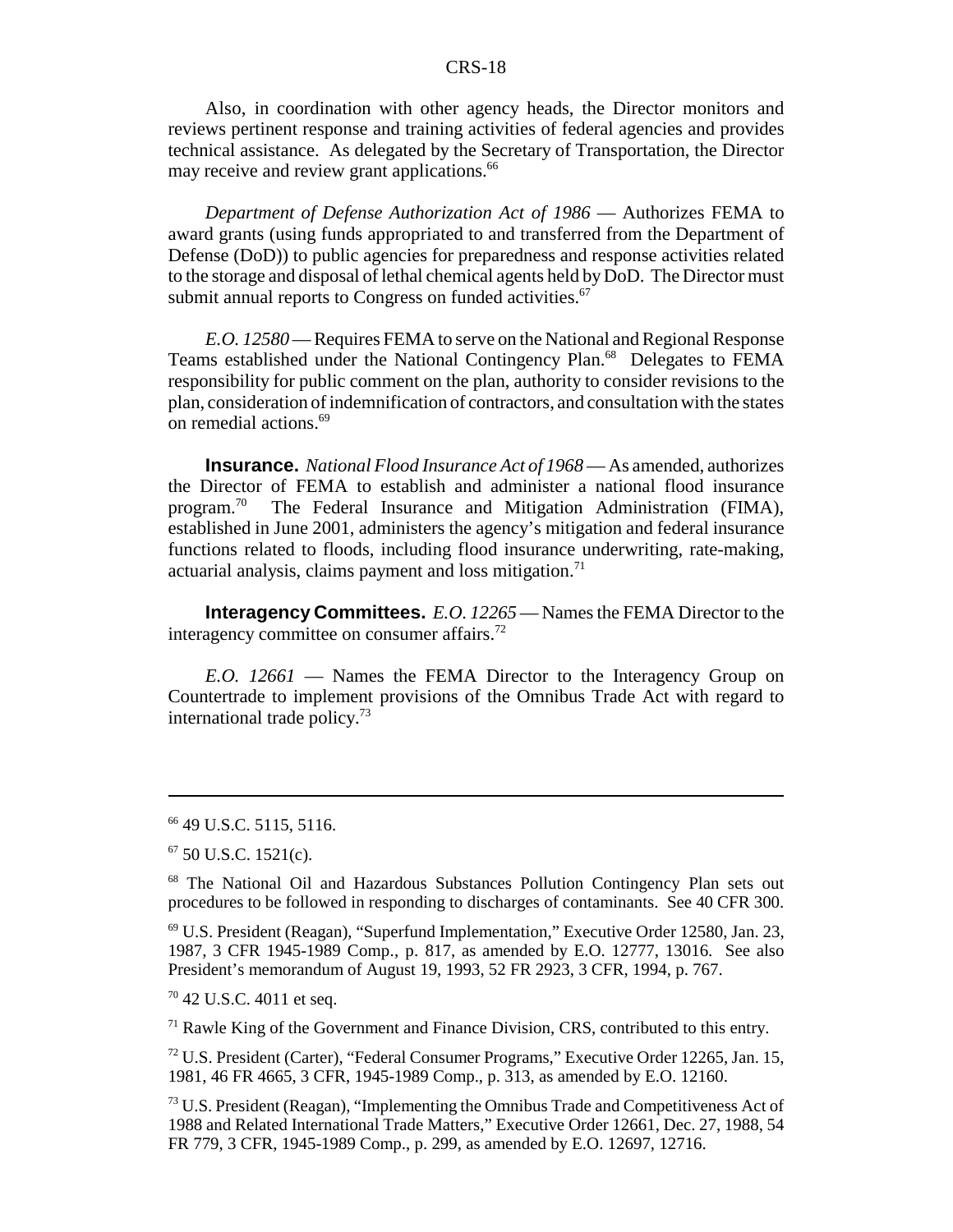Also, in coordination with other agency heads, the Director monitors and reviews pertinent response and training activities of federal agencies and provides technical assistance. As delegated by the Secretary of Transportation, the Director may receive and review grant applications.[66]

*Department of Defense Authorization Act of 1986* — Authorizes FEMA to award grants (using funds appropriated to and transferred from the Department of Defense (DoD)) to public agencies for preparedness and response activities related to the storage and disposal of lethal chemical agents held by DoD. The Director must submit annual reports to Congress on funded activities.[67]

*E.O. 12580* — Requires FEMA to serve on the National and Regional Response Teams established under the National Contingency Plan.[68] Delegates to FEMA responsibility for public comment on the plan, authority to consider revisions to the plan, consideration of indemnification of contractors, and consultation with the states on remedial actions.[69]

**Insurance.** *National Flood Insurance Act of 1968* — As amended, authorizes the Director of FEMA to establish and administer a national flood insurance program.[70] The Federal Insurance and Mitigation Administration (FIMA), established in June 2001, administers the agency's mitigation and federal insurance functions related to floods, including flood insurance underwriting, rate-making, actuarial analysis, claims payment and loss mitigation.[71]

**Interagency Committees.** *E.O. 12265* — Names the FEMA Director to the interagency committee on consumer affairs.[72]

*E.O. 12661* — Names the FEMA Director to the Interagency Group on Countertrade to implement provisions of the Omnibus Trade Act with regard to international trade policy.[73]

---

[66] 49 U.S.C. 5115, 5116.

[67] 50 U.S.C. 1521(c).

[68] The National Oil and Hazardous Substances Pollution Contingency Plan sets out procedures to be followed in responding to discharges of contaminants. See 40 CFR 300.

[69] U.S. President (Reagan), "Superfund Implementation," Executive Order 12580, Jan. 23, 1987, 3 CFR 1945-1989 Comp., p. 817, as amended by E.O. 12777, 13016. See also President's memorandum of August 19, 1993, 52 FR 2923, 3 CFR, 1994, p. 767.

[70] 42 U.S.C. 4011 et seq.

[71] Rawle King of the Government and Finance Division, CRS, contributed to this entry.

[72] U.S. President (Carter), "Federal Consumer Programs," Executive Order 12265, Jan. 15, 1981, 46 FR 4665, 3 CFR, 1945-1989 Comp., p. 313, as amended by E.O. 12160.

[73] U.S. President (Reagan), "Implementing the Omnibus Trade and Competitiveness Act of 1988 and Related International Trade Matters," Executive Order 12661, Dec. 27, 1988, 54 FR 779, 3 CFR, 1945-1989 Comp., p. 299, as amended by E.O. 12697, 12716.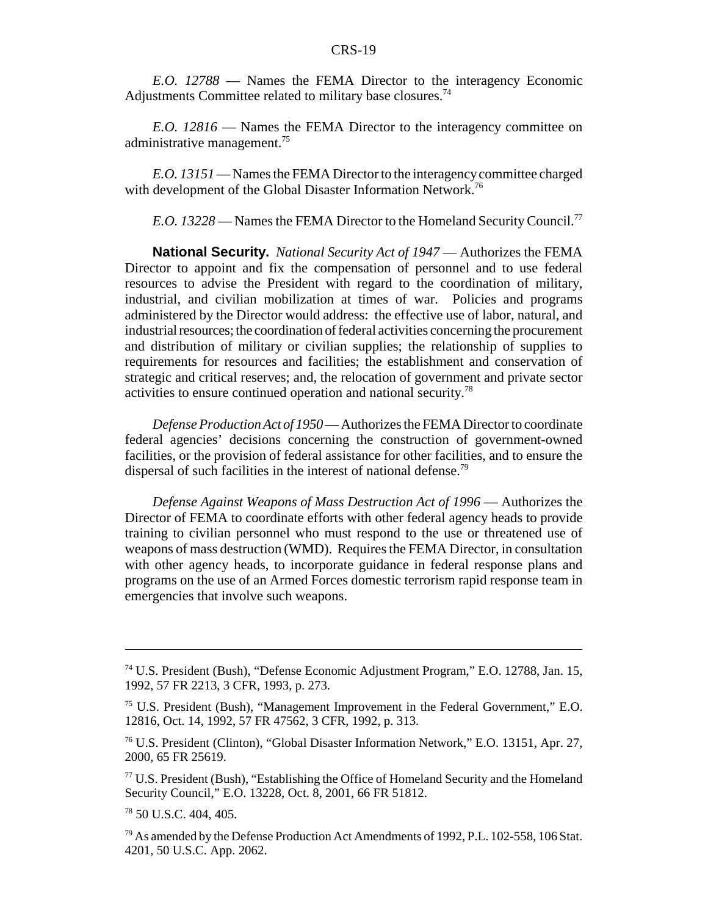*E.O. 12788* — Names the FEMA Director to the interagency Economic Adjustments Committee related to military base closures.[74]

*E.O. 12816* — Names the FEMA Director to the interagency committee on administrative management.[75]

*E.O. 13151* — Names the FEMA Director to the interagency committee charged with development of the Global Disaster Information Network.[76]

*E.O. 13228* — Names the FEMA Director to the Homeland Security Council.[77]

**National Security.** *National Security Act of 1947* — Authorizes the FEMA Director to appoint and fix the compensation of personnel and to use federal resources to advise the President with regard to the coordination of military, industrial, and civilian mobilization at times of war. Policies and programs administered by the Director would address: the effective use of labor, natural, and industrial resources; the coordination of federal activities concerning the procurement and distribution of military or civilian supplies; the relationship of supplies to requirements for resources and facilities; the establishment and conservation of strategic and critical reserves; and, the relocation of government and private sector activities to ensure continued operation and national security.[78]

*Defense Production Act of 1950* — Authorizes the FEMA Director to coordinate federal agencies' decisions concerning the construction of government-owned facilities, or the provision of federal assistance for other facilities, and to ensure the dispersal of such facilities in the interest of national defense.[79]

*Defense Against Weapons of Mass Destruction Act of 1996* — Authorizes the Director of FEMA to coordinate efforts with other federal agency heads to provide training to civilian personnel who must respond to the use or threatened use of weapons of mass destruction (WMD). Requires the FEMA Director, in consultation with other agency heads, to incorporate guidance in federal response plans and programs on the use of an Armed Forces domestic terrorism rapid response team in emergencies that involve such weapons.

---

[74] U.S. President (Bush), "Defense Economic Adjustment Program," E.O. 12788, Jan. 15, 1992, 57 FR 2213, 3 CFR, 1993, p. 273.

[75] U.S. President (Bush), "Management Improvement in the Federal Government," E.O. 12816, Oct. 14, 1992, 57 FR 47562, 3 CFR, 1992, p. 313.

[76] U.S. President (Clinton), "Global Disaster Information Network," E.O. 13151, Apr. 27, 2000, 65 FR 25619.

[77] U.S. President (Bush), "Establishing the Office of Homeland Security and the Homeland Security Council," E.O. 13228, Oct. 8, 2001, 66 FR 51812.

[78] 50 U.S.C. 404, 405.

[79] As amended by the Defense Production Act Amendments of 1992, P.L. 102-558, 106 Stat. 4201, 50 U.S.C. App. 2062.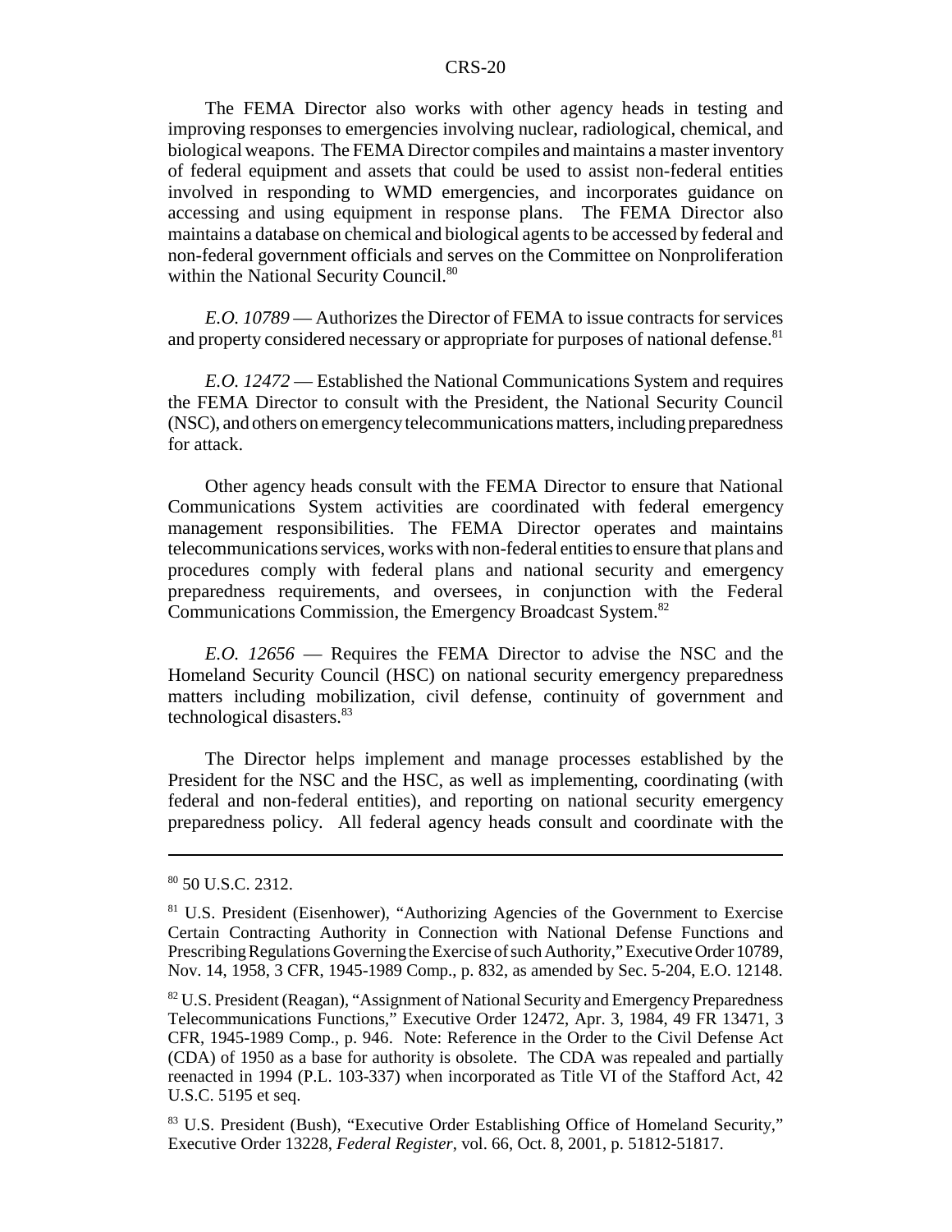The FEMA Director also works with other agency heads in testing and improving responses to emergencies involving nuclear, radiological, chemical, and biological weapons. The FEMA Director compiles and maintains a master inventory of federal equipment and assets that could be used to assist non-federal entities involved in responding to WMD emergencies, and incorporates guidance on accessing and using equipment in response plans. The FEMA Director also maintains a database on chemical and biological agents to be accessed by federal and non-federal government officials and serves on the Committee on Nonproliferation within the National Security Council.[80]

*E.O. 10789* — Authorizes the Director of FEMA to issue contracts for services and property considered necessary or appropriate for purposes of national defense.[81]

*E.O. 12472* — Established the National Communications System and requires the FEMA Director to consult with the President, the National Security Council (NSC), and others on emergency telecommunications matters, including preparedness for attack.

Other agency heads consult with the FEMA Director to ensure that National Communications System activities are coordinated with federal emergency management responsibilities. The FEMA Director operates and maintains telecommunications services, works with non-federal entities to ensure that plans and procedures comply with federal plans and national security and emergency preparedness requirements, and oversees, in conjunction with the Federal Communications Commission, the Emergency Broadcast System.[82]

*E.O. 12656* — Requires the FEMA Director to advise the NSC and the Homeland Security Council (HSC) on national security emergency preparedness matters including mobilization, civil defense, continuity of government and technological disasters.[83]

The Director helps implement and manage processes established by the President for the NSC and the HSC, as well as implementing, coordinating (with federal and non-federal entities), and reporting on national security emergency preparedness policy. All federal agency heads consult and coordinate with the

---

[80] 50 U.S.C. 2312.

[81] U.S. President (Eisenhower), "Authorizing Agencies of the Government to Exercise Certain Contracting Authority in Connection with National Defense Functions and Prescribing Regulations Governing the Exercise of such Authority," Executive Order 10789, Nov. 14, 1958, 3 CFR, 1945-1989 Comp., p. 832, as amended by Sec. 5-204, E.O. 12148.

[82] U.S. President (Reagan), "Assignment of National Security and Emergency Preparedness Telecommunications Functions," Executive Order 12472, Apr. 3, 1984, 49 FR 13471, 3 CFR, 1945-1989 Comp., p. 946. Note: Reference in the Order to the Civil Defense Act (CDA) of 1950 as a base for authority is obsolete. The CDA was repealed and partially reenacted in 1994 (P.L. 103-337) when incorporated as Title VI of the Stafford Act, 42 U.S.C. 5195 et seq.

[83] U.S. President (Bush), "Executive Order Establishing Office of Homeland Security," Executive Order 13228, *Federal Register*, vol. 66, Oct. 8, 2001, p. 51812-51817.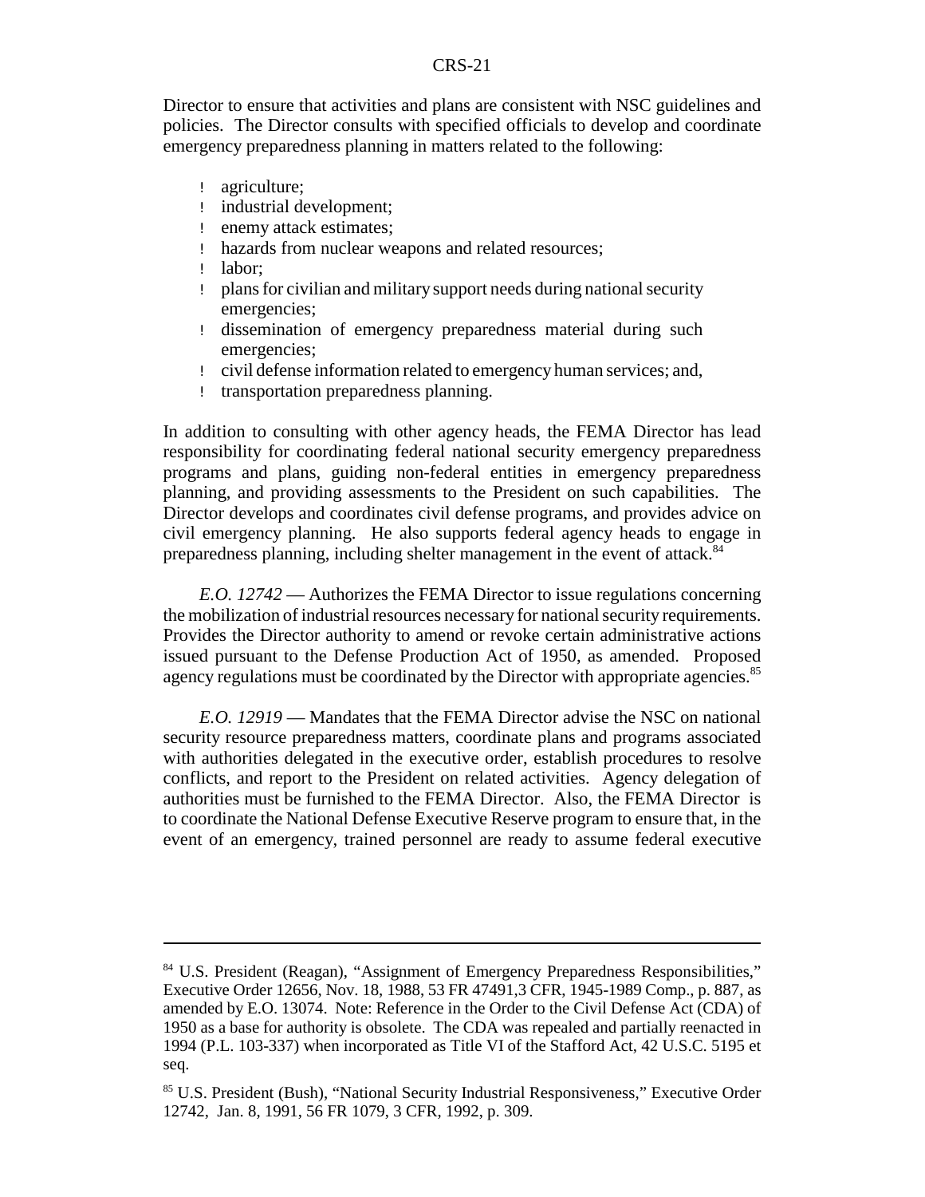Director to ensure that activities and plans are consistent with NSC guidelines and policies. The Director consults with specified officials to develop and coordinate emergency preparedness planning in matters related to the following:

- agriculture;
- industrial development;
- enemy attack estimates;
- hazards from nuclear weapons and related resources;
- labor;
- plans for civilian and military support needs during national security emergencies;
- dissemination of emergency preparedness material during such emergencies;
- civil defense information related to emergency human services; and,
- transportation preparedness planning.

In addition to consulting with other agency heads, the FEMA Director has lead responsibility for coordinating federal national security emergency preparedness programs and plans, guiding non-federal entities in emergency preparedness planning, and providing assessments to the President on such capabilities. The Director develops and coordinates civil defense programs, and provides advice on civil emergency planning. He also supports federal agency heads to engage in preparedness planning, including shelter management in the event of attack.[84]

*E.O. 12742* — Authorizes the FEMA Director to issue regulations concerning the mobilization of industrial resources necessary for national security requirements. Provides the Director authority to amend or revoke certain administrative actions issued pursuant to the Defense Production Act of 1950, as amended. Proposed agency regulations must be coordinated by the Director with appropriate agencies.[85]

*E.O. 12919* — Mandates that the FEMA Director advise the NSC on national security resource preparedness matters, coordinate plans and programs associated with authorities delegated in the executive order, establish procedures to resolve conflicts, and report to the President on related activities. Agency delegation of authorities must be furnished to the FEMA Director. Also, the FEMA Director is to coordinate the National Defense Executive Reserve program to ensure that, in the event of an emergency, trained personnel are ready to assume federal executive

---

[84] U.S. President (Reagan), "Assignment of Emergency Preparedness Responsibilities," Executive Order 12656, Nov. 18, 1988, 53 FR 47491,3 CFR, 1945-1989 Comp., p. 887, as amended by E.O. 13074. Note: Reference in the Order to the Civil Defense Act (CDA) of 1950 as a base for authority is obsolete. The CDA was repealed and partially reenacted in 1994 (P.L. 103-337) when incorporated as Title VI of the Stafford Act, 42 U.S.C. 5195 et seq.

[85] U.S. President (Bush), "National Security Industrial Responsiveness," Executive Order 12742, Jan. 8, 1991, 56 FR 1079, 3 CFR, 1992, p. 309.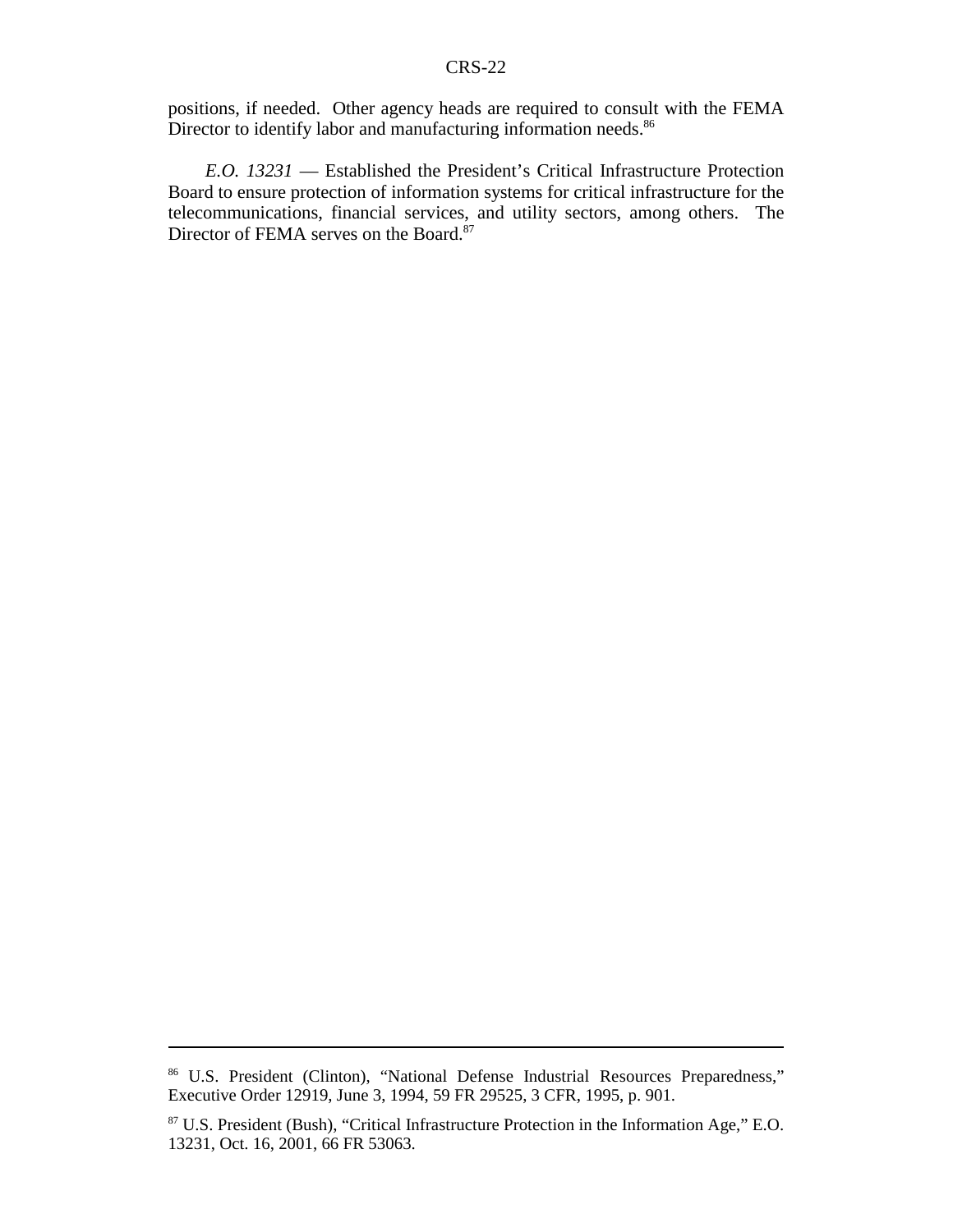positions, if needed. Other agency heads are required to consult with the FEMA Director to identify labor and manufacturing information needs.[86]

*E.O. 13231* — Established the President's Critical Infrastructure Protection Board to ensure protection of information systems for critical infrastructure for the telecommunications, financial services, and utility sectors, among others. The Director of FEMA serves on the Board.[87]

---

[86] U.S. President (Clinton), "National Defense Industrial Resources Preparedness," Executive Order 12919, June 3, 1994, 59 FR 29525, 3 CFR, 1995, p. 901.

[87] U.S. President (Bush), "Critical Infrastructure Protection in the Information Age," E.O. 13231, Oct. 16, 2001, 66 FR 53063.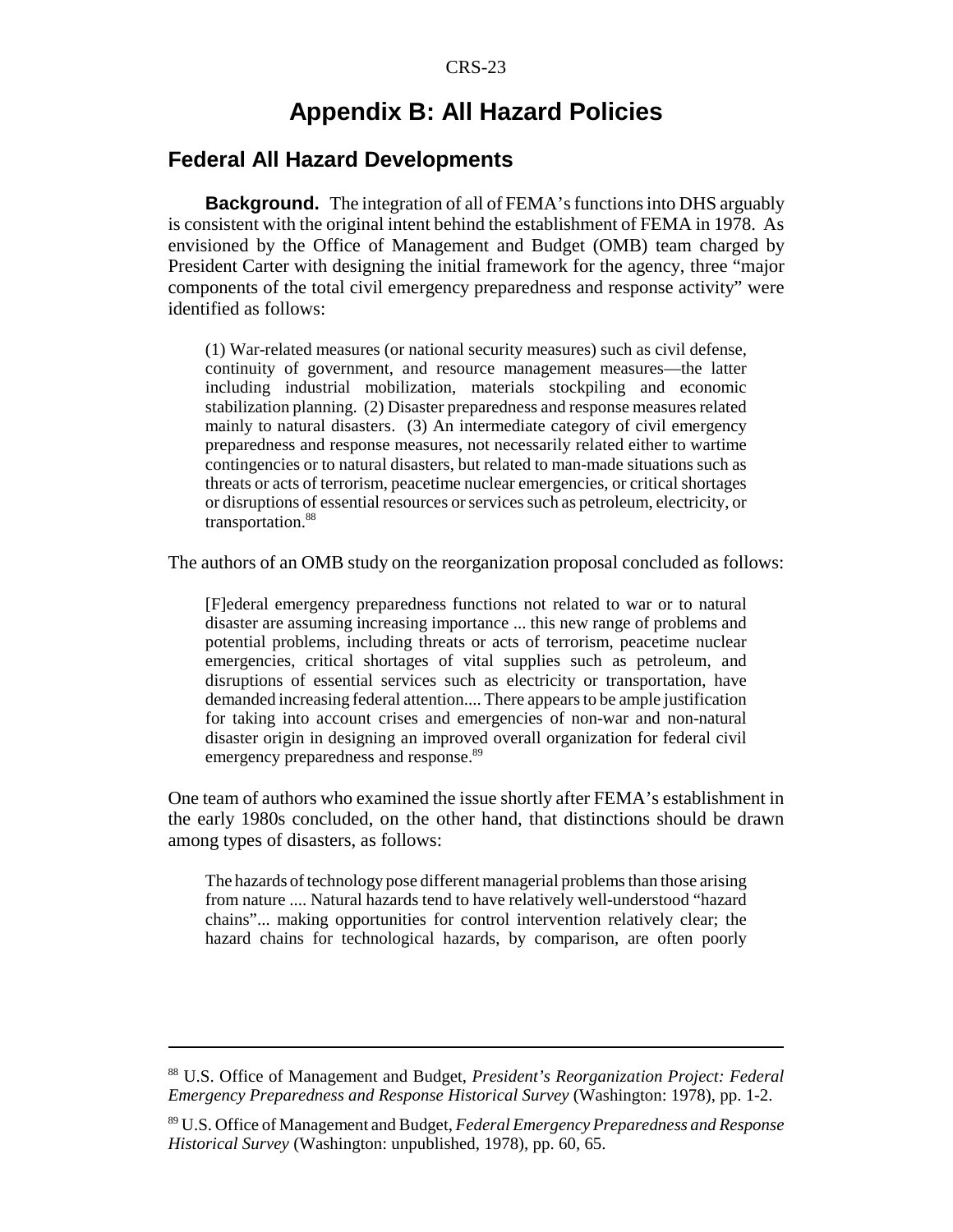# Appendix B: All Hazard Policies

## Federal All Hazard Developments

**Background.** The integration of all of FEMA's functions into DHS arguably is consistent with the original intent behind the establishment of FEMA in 1978. As envisioned by the Office of Management and Budget (OMB) team charged by President Carter with designing the initial framework for the agency, three "major components of the total civil emergency preparedness and response activity" were identified as follows:

> (1) War-related measures (or national security measures) such as civil defense, continuity of government, and resource management measures—the latter including industrial mobilization, materials stockpiling and economic stabilization planning. (2) Disaster preparedness and response measures related mainly to natural disasters. (3) An intermediate category of civil emergency preparedness and response measures, not necessarily related either to wartime contingencies or to natural disasters, but related to man-made situations such as threats or acts of terrorism, peacetime nuclear emergencies, or critical shortages or disruptions of essential resources or services such as petroleum, electricity, or transportation.[88]

The authors of an OMB study on the reorganization proposal concluded as follows:

> [F]ederal emergency preparedness functions not related to war or to natural disaster are assuming increasing importance ... this new range of problems and potential problems, including threats or acts of terrorism, peacetime nuclear emergencies, critical shortages of vital supplies such as petroleum, and disruptions of essential services such as electricity or transportation, have demanded increasing federal attention.... There appears to be ample justification for taking into account crises and emergencies of non-war and non-natural disaster origin in designing an improved overall organization for federal civil emergency preparedness and response.[89]

One team of authors who examined the issue shortly after FEMA's establishment in the early 1980s concluded, on the other hand, that distinctions should be drawn among types of disasters, as follows:

> The hazards of technology pose different managerial problems than those arising from nature .... Natural hazards tend to have relatively well-understood "hazard chains"... making opportunities for control intervention relatively clear; the hazard chains for technological hazards, by comparison, are often poorly

[88] U.S. Office of Management and Budget, *President's Reorganization Project: Federal Emergency Preparedness and Response Historical Survey* (Washington: 1978), pp. 1-2.

[89] U.S. Office of Management and Budget, *Federal Emergency Preparedness and Response Historical Survey* (Washington: unpublished, 1978), pp. 60, 65.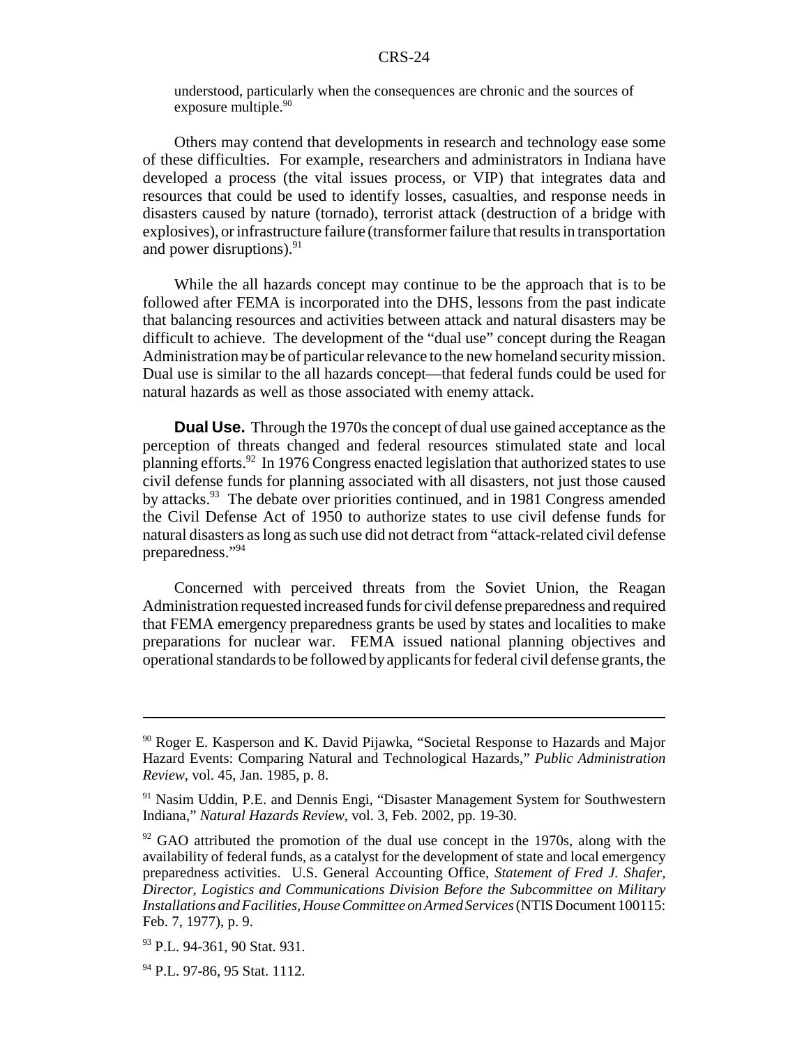understood, particularly when the consequences are chronic and the sources of exposure multiple.[90]

Others may contend that developments in research and technology ease some of these difficulties. For example, researchers and administrators in Indiana have developed a process (the vital issues process, or VIP) that integrates data and resources that could be used to identify losses, casualties, and response needs in disasters caused by nature (tornado), terrorist attack (destruction of a bridge with explosives), or infrastructure failure (transformer failure that results in transportation and power disruptions).[91]

While the all hazards concept may continue to be the approach that is to be followed after FEMA is incorporated into the DHS, lessons from the past indicate that balancing resources and activities between attack and natural disasters may be difficult to achieve. The development of the "dual use" concept during the Reagan Administration may be of particular relevance to the new homeland security mission. Dual use is similar to the all hazards concept—that federal funds could be used for natural hazards as well as those associated with enemy attack.

**Dual Use.** Through the 1970s the concept of dual use gained acceptance as the perception of threats changed and federal resources stimulated state and local planning efforts.[92] In 1976 Congress enacted legislation that authorized states to use civil defense funds for planning associated with all disasters, not just those caused by attacks.[93] The debate over priorities continued, and in 1981 Congress amended the Civil Defense Act of 1950 to authorize states to use civil defense funds for natural disasters as long as such use did not detract from "attack-related civil defense preparedness."[94]

Concerned with perceived threats from the Soviet Union, the Reagan Administration requested increased funds for civil defense preparedness and required that FEMA emergency preparedness grants be used by states and localities to make preparations for nuclear war. FEMA issued national planning objectives and operational standards to be followed by applicants for federal civil defense grants, the

---

[90] Roger E. Kasperson and K. David Pijawka, "Societal Response to Hazards and Major Hazard Events: Comparing Natural and Technological Hazards," *Public Administration Review*, vol. 45, Jan. 1985, p. 8.

[91] Nasim Uddin, P.E. and Dennis Engi, "Disaster Management System for Southwestern Indiana," *Natural Hazards Review*, vol. 3, Feb. 2002, pp. 19-30.

[92] GAO attributed the promotion of the dual use concept in the 1970s, along with the availability of federal funds, as a catalyst for the development of state and local emergency preparedness activities. U.S. General Accounting Office, *Statement of Fred J. Shafer, Director, Logistics and Communications Division Before the Subcommittee on Military Installations and Facilities, House Committee on Armed Services* (NTIS Document 100115: Feb. 7, 1977), p. 9.

[93] P.L. 94-361, 90 Stat. 931.

[94] P.L. 97-86, 95 Stat. 1112.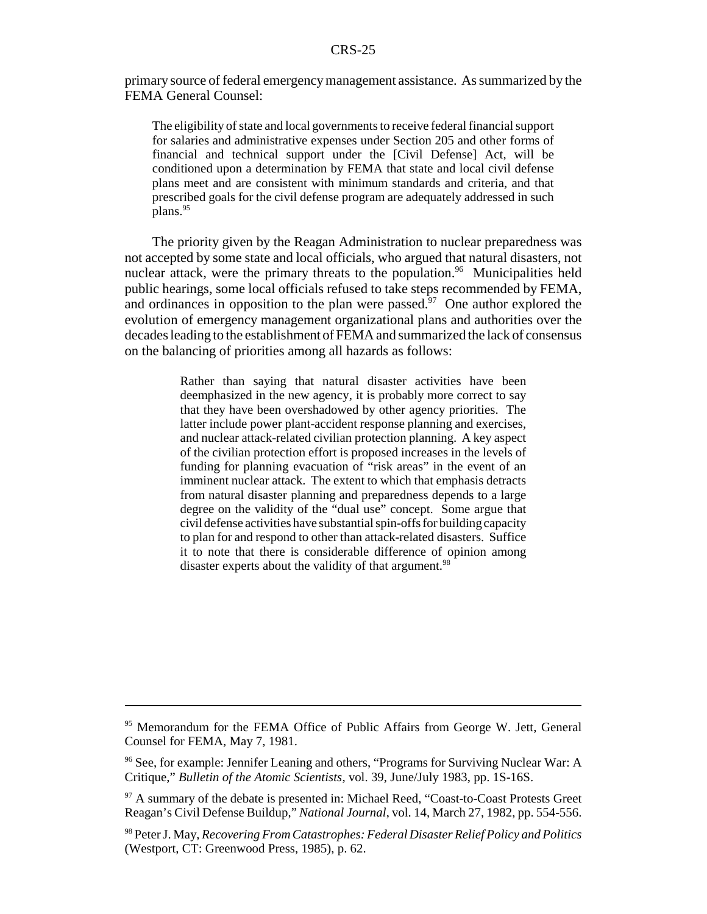primary source of federal emergency management assistance. As summarized by the FEMA General Counsel:

> The eligibility of state and local governments to receive federal financial support for salaries and administrative expenses under Section 205 and other forms of financial and technical support under the [Civil Defense] Act, will be conditioned upon a determination by FEMA that state and local civil defense plans meet and are consistent with minimum standards and criteria, and that prescribed goals for the civil defense program are adequately addressed in such plans.[95]

The priority given by the Reagan Administration to nuclear preparedness was not accepted by some state and local officials, who argued that natural disasters, not nuclear attack, were the primary threats to the population.[96] Municipalities held public hearings, some local officials refused to take steps recommended by FEMA, and ordinances in opposition to the plan were passed.[97] One author explored the evolution of emergency management organizational plans and authorities over the decades leading to the establishment of FEMA and summarized the lack of consensus on the balancing of priorities among all hazards as follows:

> Rather than saying that natural disaster activities have been deemphasized in the new agency, it is probably more correct to say that they have been overshadowed by other agency priorities. The latter include power plant-accident response planning and exercises, and nuclear attack-related civilian protection planning. A key aspect of the civilian protection effort is proposed increases in the levels of funding for planning evacuation of "risk areas" in the event of an imminent nuclear attack. The extent to which that emphasis detracts from natural disaster planning and preparedness depends to a large degree on the validity of the "dual use" concept. Some argue that civil defense activities have substantial spin-offs for building capacity to plan for and respond to other than attack-related disasters. Suffice it to note that there is considerable difference of opinion among disaster experts about the validity of that argument.[98]

---

[95] Memorandum for the FEMA Office of Public Affairs from George W. Jett, General Counsel for FEMA, May 7, 1981.

[96] See, for example: Jennifer Leaning and others, "Programs for Surviving Nuclear War: A Critique," *Bulletin of the Atomic Scientists*, vol. 39, June/July 1983, pp. 1S-16S.

[97] A summary of the debate is presented in: Michael Reed, "Coast-to-Coast Protests Greet Reagan's Civil Defense Buildup," *National Journal*, vol. 14, March 27, 1982, pp. 554-556.

[98] Peter J. May, *Recovering From Catastrophes: Federal Disaster Relief Policy and Politics* (Westport, CT: Greenwood Press, 1985), p. 62.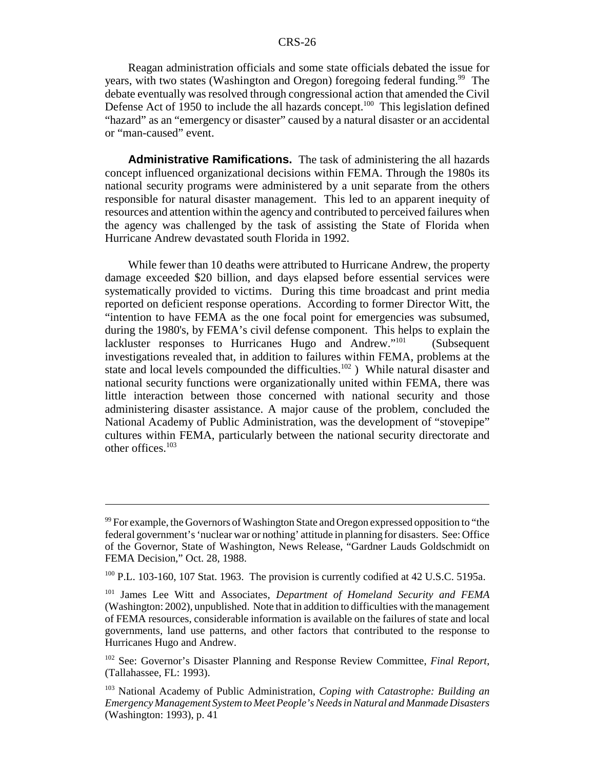Reagan administration officials and some state officials debated the issue for years, with two states (Washington and Oregon) foregoing federal funding.[99] The debate eventually was resolved through congressional action that amended the Civil Defense Act of 1950 to include the all hazards concept.[100] This legislation defined "hazard" as an "emergency or disaster" caused by a natural disaster or an accidental or "man-caused" event.

**Administrative Ramifications.** The task of administering the all hazards concept influenced organizational decisions within FEMA. Through the 1980s its national security programs were administered by a unit separate from the others responsible for natural disaster management. This led to an apparent inequity of resources and attention within the agency and contributed to perceived failures when the agency was challenged by the task of assisting the State of Florida when Hurricane Andrew devastated south Florida in 1992.

While fewer than 10 deaths were attributed to Hurricane Andrew, the property damage exceeded $20 billion, and days elapsed before essential services were systematically provided to victims. During this time broadcast and print media reported on deficient response operations. According to former Director Witt, the "intention to have FEMA as the one focal point for emergencies was subsumed, during the 1980's, by FEMA's civil defense component. This helps to explain the lackluster responses to Hurricanes Hugo and Andrew."[101] (Subsequent investigations revealed that, in addition to failures within FEMA, problems at the state and local levels compounded the difficulties.[102] ) While natural disaster and national security functions were organizationally united within FEMA, there was little interaction between those concerned with national security and those administering disaster assistance. A major cause of the problem, concluded the National Academy of Public Administration, was the development of "stovepipe" cultures within FEMA, particularly between the national security directorate and other offices.[103]

---

[99] For example, the Governors of Washington State and Oregon expressed opposition to "the federal government's 'nuclear war or nothing' attitude in planning for disasters. See: Office of the Governor, State of Washington, News Release, "Gardner Lauds Goldschmidt on FEMA Decision," Oct. 28, 1988.

[100] P.L. 103-160, 107 Stat. 1963. The provision is currently codified at 42 U.S.C. 5195a.

[101] James Lee Witt and Associates, *Department of Homeland Security and FEMA* (Washington: 2002), unpublished. Note that in addition to difficulties with the management of FEMA resources, considerable information is available on the failures of state and local governments, land use patterns, and other factors that contributed to the response to Hurricanes Hugo and Andrew.

[102] See: Governor's Disaster Planning and Response Review Committee, *Final Report*, (Tallahassee, FL: 1993).

[103] National Academy of Public Administration, *Coping with Catastrophe: Building an Emergency Management System to Meet People's Needs in Natural and Manmade Disasters* (Washington: 1993), p. 41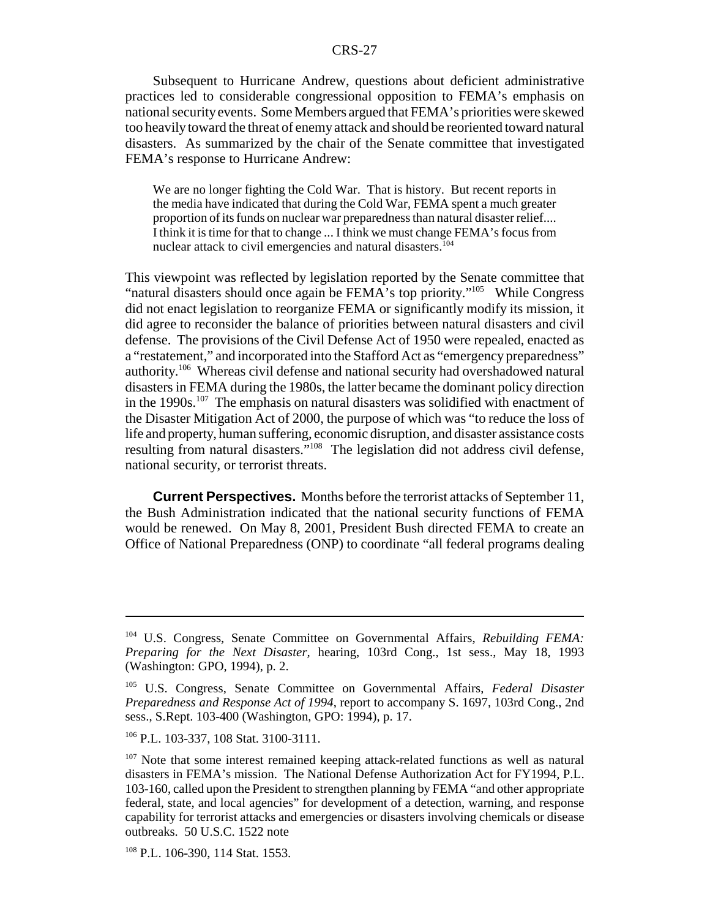Subsequent to Hurricane Andrew, questions about deficient administrative practices led to considerable congressional opposition to FEMA's emphasis on national security events. Some Members argued that FEMA's priorities were skewed too heavily toward the threat of enemy attack and should be reoriented toward natural disasters. As summarized by the chair of the Senate committee that investigated FEMA's response to Hurricane Andrew:

> We are no longer fighting the Cold War. That is history. But recent reports in the media have indicated that during the Cold War, FEMA spent a much greater proportion of its funds on nuclear war preparedness than natural disaster relief.... I think it is time for that to change ... I think we must change FEMA's focus from nuclear attack to civil emergencies and natural disasters.[104]

This viewpoint was reflected by legislation reported by the Senate committee that "natural disasters should once again be FEMA's top priority."[105] While Congress did not enact legislation to reorganize FEMA or significantly modify its mission, it did agree to reconsider the balance of priorities between natural disasters and civil defense. The provisions of the Civil Defense Act of 1950 were repealed, enacted as a "restatement," and incorporated into the Stafford Act as "emergency preparedness" authority.[106] Whereas civil defense and national security had overshadowed natural disasters in FEMA during the 1980s, the latter became the dominant policy direction in the 1990s.[107] The emphasis on natural disasters was solidified with enactment of the Disaster Mitigation Act of 2000, the purpose of which was "to reduce the loss of life and property, human suffering, economic disruption, and disaster assistance costs resulting from natural disasters."[108] The legislation did not address civil defense, national security, or terrorist threats.

**Current Perspectives.** Months before the terrorist attacks of September 11, the Bush Administration indicated that the national security functions of FEMA would be renewed. On May 8, 2001, President Bush directed FEMA to create an Office of National Preparedness (ONP) to coordinate "all federal programs dealing

---

[104] U.S. Congress, Senate Committee on Governmental Affairs, *Rebuilding FEMA: Preparing for the Next Disaster*, hearing, 103rd Cong., 1st sess., May 18, 1993 (Washington: GPO, 1994), p. 2.

[105] U.S. Congress, Senate Committee on Governmental Affairs, *Federal Disaster Preparedness and Response Act of 1994*, report to accompany S. 1697, 103rd Cong., 2nd sess., S.Rept. 103-400 (Washington, GPO: 1994), p. 17.

[106] P.L. 103-337, 108 Stat. 3100-3111.

[107] Note that some interest remained keeping attack-related functions as well as natural disasters in FEMA's mission. The National Defense Authorization Act for FY1994, P.L. 103-160, called upon the President to strengthen planning by FEMA "and other appropriate federal, state, and local agencies" for development of a detection, warning, and response capability for terrorist attacks and emergencies or disasters involving chemicals or disease outbreaks. 50 U.S.C. 1522 note

[108] P.L. 106-390, 114 Stat. 1553.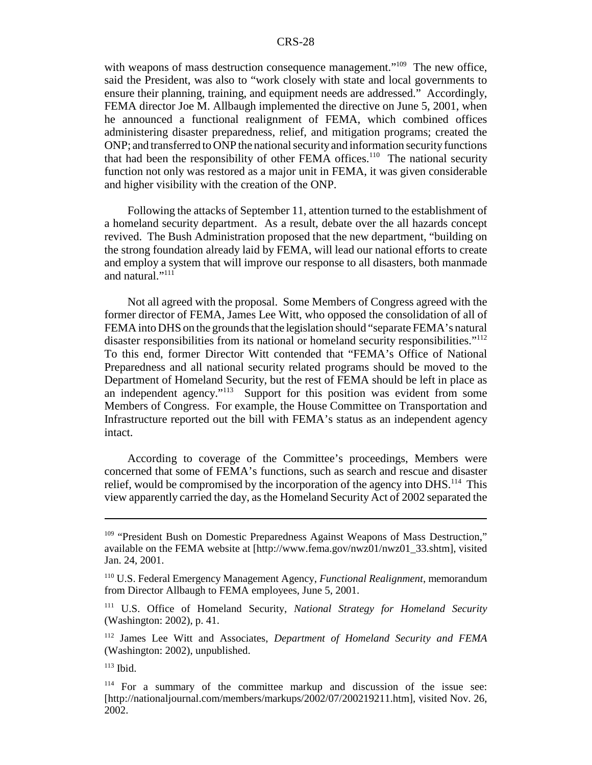with weapons of mass destruction consequence management."[109] The new office, said the President, was also to "work closely with state and local governments to ensure their planning, training, and equipment needs are addressed." Accordingly, FEMA director Joe M. Allbaugh implemented the directive on June 5, 2001, when he announced a functional realignment of FEMA, which combined offices administering disaster preparedness, relief, and mitigation programs; created the ONP; and transferred to ONP the national security and information security functions that had been the responsibility of other FEMA offices.[110] The national security function not only was restored as a major unit in FEMA, it was given considerable and higher visibility with the creation of the ONP.

Following the attacks of September 11, attention turned to the establishment of a homeland security department. As a result, debate over the all hazards concept revived. The Bush Administration proposed that the new department, "building on the strong foundation already laid by FEMA, will lead our national efforts to create and employ a system that will improve our response to all disasters, both manmade and natural."[111]

Not all agreed with the proposal. Some Members of Congress agreed with the former director of FEMA, James Lee Witt, who opposed the consolidation of all of FEMA into DHS on the grounds that the legislation should "separate FEMA's natural disaster responsibilities from its national or homeland security responsibilities."[112] To this end, former Director Witt contended that "FEMA's Office of National Preparedness and all national security related programs should be moved to the Department of Homeland Security, but the rest of FEMA should be left in place as an independent agency."[113] Support for this position was evident from some Members of Congress. For example, the House Committee on Transportation and Infrastructure reported out the bill with FEMA's status as an independent agency intact.

According to coverage of the Committee's proceedings, Members were concerned that some of FEMA's functions, such as search and rescue and disaster relief, would be compromised by the incorporation of the agency into DHS.[114] This view apparently carried the day, as the Homeland Security Act of 2002 separated the

---

[109] "President Bush on Domestic Preparedness Against Weapons of Mass Destruction," available on the FEMA website at [http://www.fema.gov/nwz01/nwz01_33.shtm], visited Jan. 24, 2001.

[110] U.S. Federal Emergency Management Agency, *Functional Realignment*, memorandum from Director Allbaugh to FEMA employees, June 5, 2001.

[111] U.S. Office of Homeland Security, *National Strategy for Homeland Security* (Washington: 2002), p. 41.

[112] James Lee Witt and Associates, *Department of Homeland Security and FEMA* (Washington: 2002), unpublished.

[113] Ibid.

[114] For a summary of the committee markup and discussion of the issue see: [http://nationaljournal.com/members/markups/2002/07/200219211.htm], visited Nov. 26, 2002.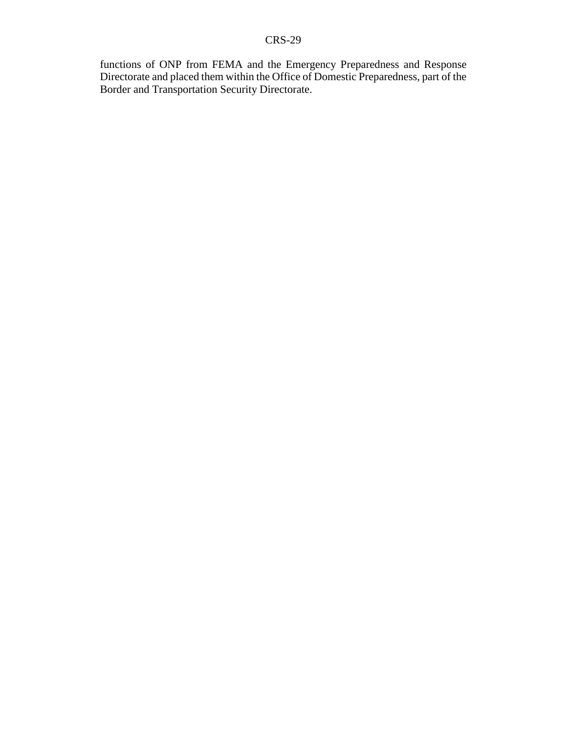functions of ONP from FEMA and the Emergency Preparedness and Response Directorate and placed them within the Office of Domestic Preparedness, part of the Border and Transportation Security Directorate.